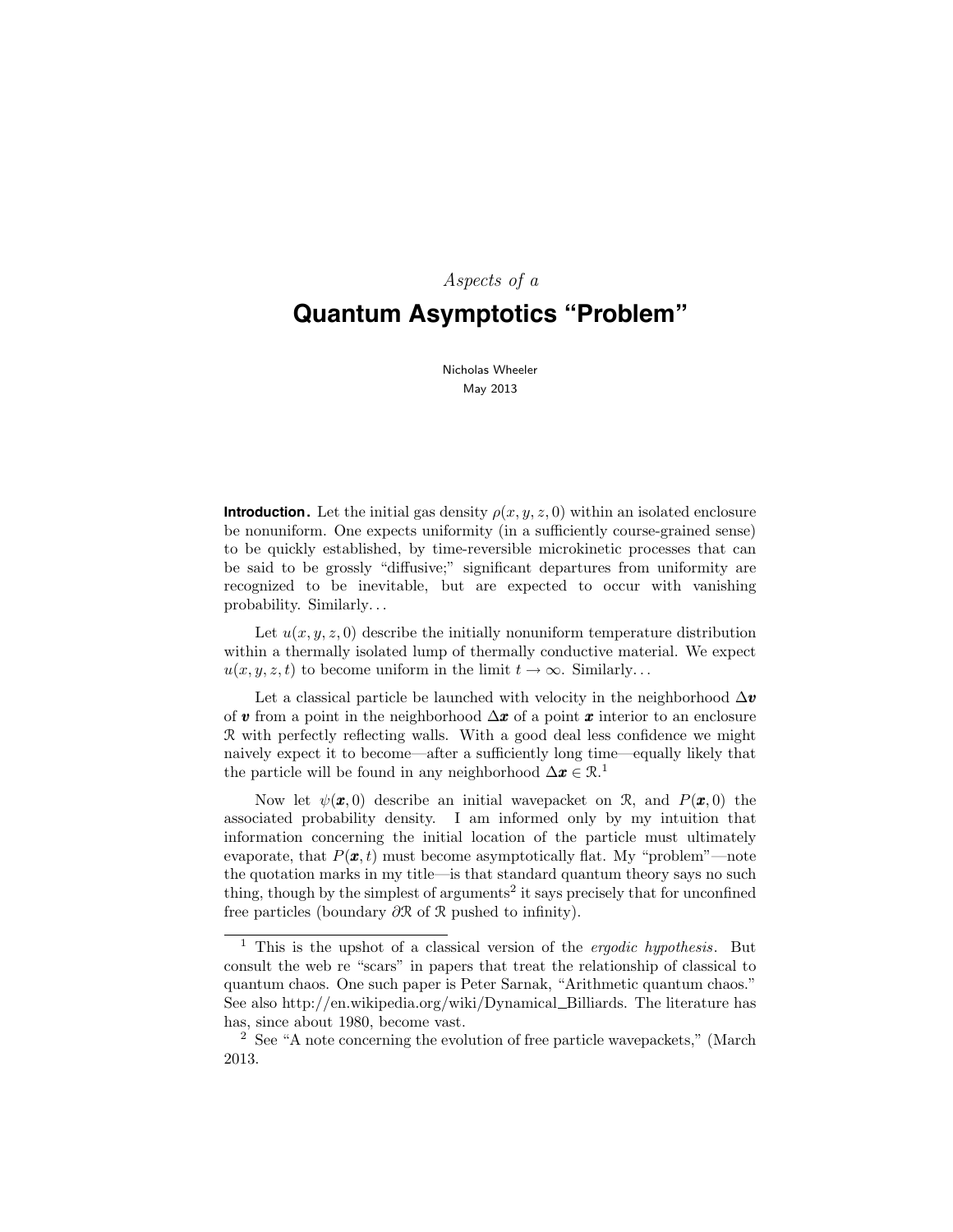*Aspects of a*

# Quantum Asymptotics "Problem"

Nicholas Wheeler
May 2013

**Introduction.** Let the initial gas density $\rho(x, y, z, 0)$ within an isolated enclosure be nonuniform. One expects uniformity (in a sufficiently course-grained sense) to be quickly established, by time-reversible microkinetic processes that can be said to be grossly "diffusive;" significant departures from uniformity are recognized to be inevitable, but are expected to occur with vanishing probability. Similarly...

Let $u(x, y, z, 0)$ describe the initially nonuniform temperature distribution within a thermally isolated lump of thermally conductive material. We expect $u(x, y, z, t)$ to become uniform in the limit $t \to \infty$. Similarly...

Let a classical particle be launched with velocity in the neighborhood $\Delta\boldsymbol{v}$ of $\boldsymbol{v}$ from a point in the neighborhood $\Delta\boldsymbol{x}$ of a point $\boldsymbol{x}$ interior to an enclosure $\mathcal{R}$ with perfectly reflecting walls. With a good deal less confidence we might naively expect it to become—after a sufficiently long time—equally likely that the particle will be found in any neighborhood $\Delta\boldsymbol{x} \in \mathcal{R}$.[1]

Now let $\psi(\boldsymbol{x}, 0)$ describe an initial wavepacket on $\mathcal{R}$, and $P(\boldsymbol{x}, 0)$ the associated probability density. I am informed only by my intuition that information concerning the initial location of the particle must ultimately evaporate, that $P(\boldsymbol{x}, t)$ must become asymptotically flat. My "problem"—note the quotation marks in my title—is that standard quantum theory says no such thing, though by the simplest of arguments[2] it says precisely that for unconfined free particles (boundary $\partial\mathcal{R}$ of $\mathcal{R}$ pushed to infinity).

---

[1] This is the upshot of a classical version of the *ergodic hypothesis*. But consult the web re "scars" in papers that treat the relationship of classical to quantum chaos. One such paper is Peter Sarnak, "Arithmetic quantum chaos." See also http://en.wikipedia.org/wiki/Dynamical_Billiards. The literature has has, since about 1980, become vast.

[2] See "A note concerning the evolution of free particle wavepackets," (March 2013.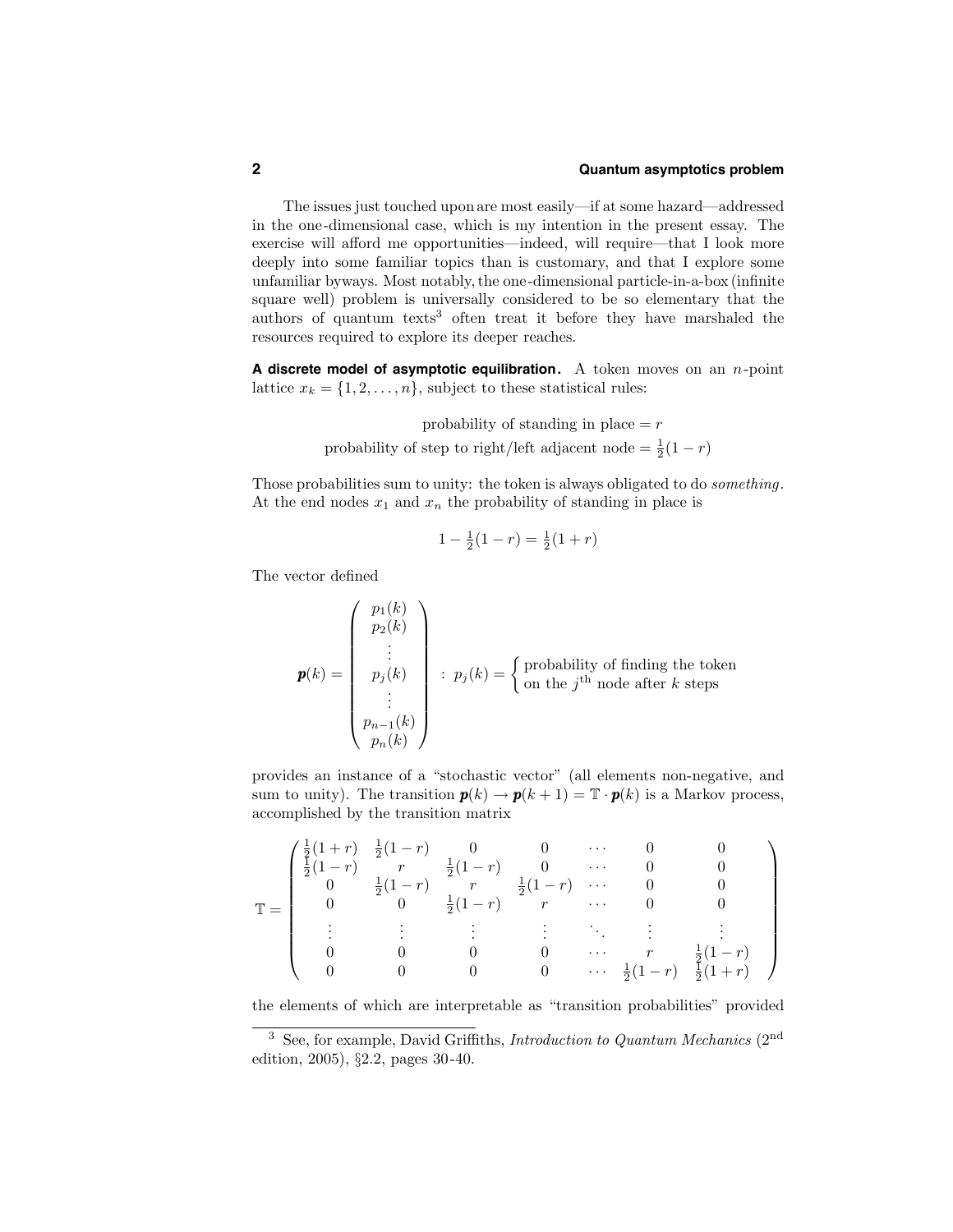The issues just touched upon are most easily—if at some hazard—addressed in the one-dimensional case, which is my intention in the present essay. The exercise will afford me opportunities—indeed, will require—that I look more deeply into some familiar topics than is customary, and that I explore some unfamiliar byways. Most notably, the one-dimensional particle-in-a-box (infinite square well) problem is universally considered to be so elementary that the authors of quantum texts[3] often treat it before they have marshaled the resources required to explore its deeper reaches.

**A discrete model of asymptotic equilibration.** A token moves on an $n$-point lattice $x_k = \{1, 2, \ldots, n\}$, subject to these statistical rules:

$$
\begin{gathered}
\text{probability of standing in place} = r \\
\text{probability of step to right/left adjacent node} = \tfrac{1}{2}(1-r)
\end{gathered}
$$

Those probabilities sum to unity: the token is always obligated to do *something*. At the end nodes $x_1$ and $x_n$ the probability of standing in place is

$$
1 - \tfrac{1}{2}(1-r) = \tfrac{1}{2}(1+r)
$$

The vector defined

$$
\boldsymbol{p}(k) = \begin{pmatrix} p_1(k) \\ p_2(k) \\ \vdots \\ p_j(k) \\ \vdots \\ p_{n-1}(k) \\ p_n(k) \end{pmatrix} \;:\; p_j(k) = \begin{cases} \text{probability of finding the token} \\ \text{on the } j^{\text{th}} \text{ node after } k \text{ steps} \end{cases}
$$

provides an instance of a "stochastic vector" (all elements non-negative, and sum to unity). The transition $\boldsymbol{p}(k) \to \boldsymbol{p}(k+1) = \mathbb{T} \cdot \boldsymbol{p}(k)$ is a Markov process, accomplished by the transition matrix

$$
\mathbb{T} = \begin{pmatrix}
\frac{1}{2}(1+r) & \frac{1}{2}(1-r) & 0 & 0 & \cdots & 0 & 0 \\
\frac{1}{2}(1-r) & r & \frac{1}{2}(1-r) & 0 & \cdots & 0 & 0 \\
0 & \frac{1}{2}(1-r) & r & \frac{1}{2}(1-r) & \cdots & 0 & 0 \\
0 & 0 & \frac{1}{2}(1-r) & r & \cdots & 0 & 0 \\
\vdots & \vdots & \vdots & \vdots & \ddots & \vdots & \vdots \\
0 & 0 & 0 & 0 & \cdots & r & \frac{1}{2}(1-r) \\
0 & 0 & 0 & 0 & \cdots & \frac{1}{2}(1-r) & \frac{1}{2}(1+r)
\end{pmatrix}
$$

the elements of which are interpretable as "transition probabilities" provided

---

[3] See, for example, David Griffiths, *Introduction to Quantum Mechanics* (2nd edition, 2005), §2.2, pages 30-40.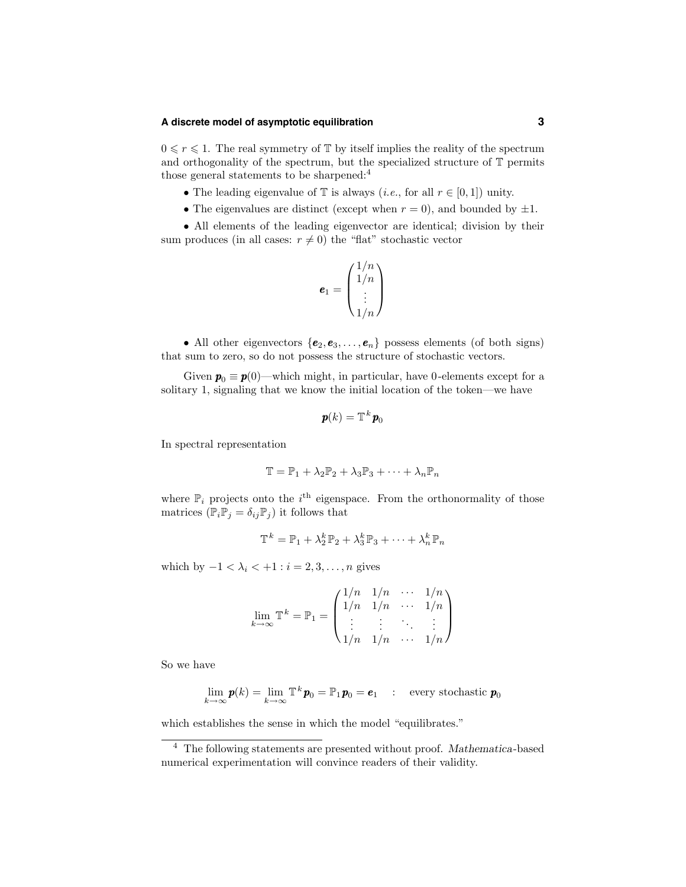$0 \leqslant r \leqslant 1$. The real symmetry of $\mathbb{T}$ by itself implies the reality of the spectrum and orthogonality of the spectrum, but the specialized structure of $\mathbb{T}$ permits those general statements to be sharpened:[4]

- The leading eigenvalue of $\mathbb{T}$ is always (*i.e.*, for all $r \in [0, 1]$) unity.
- The eigenvalues are distinct (except when $r = 0$), and bounded by $\pm 1$.
- All elements of the leading eigenvector are identical; division by their sum produces (in all cases: $r \neq 0$) the "flat" stochastic vector

$$\boldsymbol{e}_1 = \begin{pmatrix} 1/n \\ 1/n \\ \vdots \\ 1/n \end{pmatrix}$$

- All other eigenvectors $\{\boldsymbol{e}_2, \boldsymbol{e}_3, \ldots, \boldsymbol{e}_n\}$ possess elements (of both signs) that sum to zero, so do not possess the structure of stochastic vectors.

Given $\boldsymbol{p}_0 \equiv \boldsymbol{p}(0)$—which might, in particular, have 0-elements except for a solitary 1, signaling that we know the initial location of the token—we have

$$\boldsymbol{p}(k) = \mathbb{T}^k \boldsymbol{p}_0$$

In spectral representation

$$\mathbb{T} = \mathbb{P}_1 + \lambda_2 \mathbb{P}_2 + \lambda_3 \mathbb{P}_3 + \cdots + \lambda_n \mathbb{P}_n$$

where $\mathbb{P}_i$ projects onto the $i^{\text{th}}$ eigenspace. From the orthonormality of those matrices ($\mathbb{P}_i \mathbb{P}_j = \delta_{ij} \mathbb{P}_j$) it follows that

$$\mathbb{T}^k = \mathbb{P}_1 + \lambda_2^k \mathbb{P}_2 + \lambda_3^k \mathbb{P}_3 + \cdots + \lambda_n^k \mathbb{P}_n$$

which by $-1 < \lambda_i < +1 : i = 2, 3, \ldots, n$ gives

$$\lim_{k \to \infty} \mathbb{T}^k = \mathbb{P}_1 = \begin{pmatrix} 1/n & 1/n & \cdots & 1/n \\ 1/n & 1/n & \cdots & 1/n \\ \vdots & \vdots & \ddots & \vdots \\ 1/n & 1/n & \cdots & 1/n \end{pmatrix}$$

So we have

$$\lim_{k \to \infty} \boldsymbol{p}(k) = \lim_{k \to \infty} \mathbb{T}^k \boldsymbol{p}_0 = \mathbb{P}_1 \boldsymbol{p}_0 = \boldsymbol{e}_1 \quad : \quad \text{every stochastic } \boldsymbol{p}_0$$

which establishes the sense in which the model "equilibrates."

---

[4] The following statements are presented without proof. *Mathematica*-based numerical experimentation will convince readers of their validity.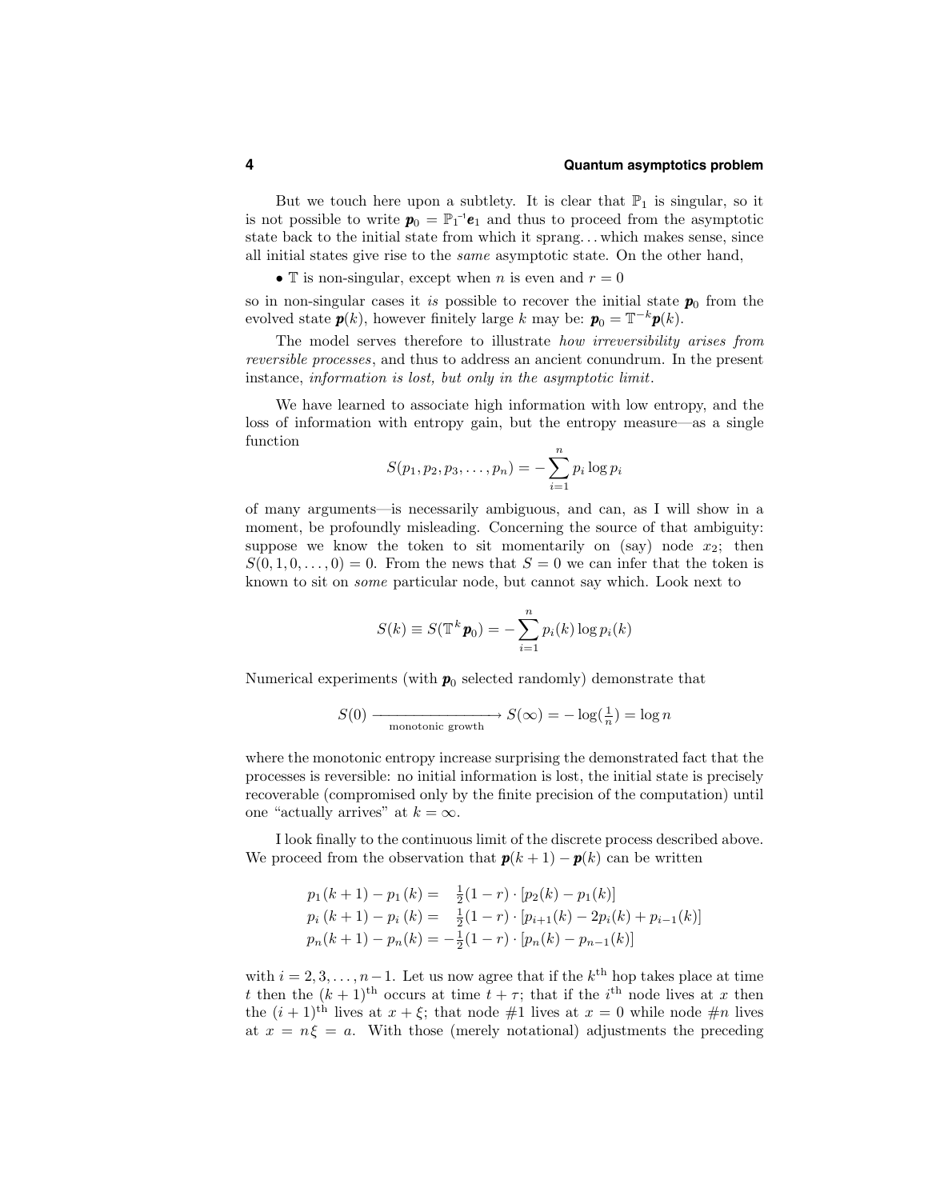But we touch here upon a subtlety. It is clear that $\mathbb{P}_1$ is singular, so it is not possible to write $\boldsymbol{p}_0 = \mathbb{P}_1^{-1}\boldsymbol{e}_1$ and thus to proceed from the asymptotic state back to the initial state from which it sprang. . . which makes sense, since all initial states give rise to the *same* asymptotic state. On the other hand,

- $\mathbb{T}$ is non-singular, except when $n$ is even and $r = 0$

so in non-singular cases it *is* possible to recover the initial state $\boldsymbol{p}_0$ from the evolved state $\boldsymbol{p}(k)$, however finitely large $k$ may be: $\boldsymbol{p}_0 = \mathbb{T}^{-k}\boldsymbol{p}(k)$.

The model serves therefore to illustrate *how irreversibility arises from reversible processes*, and thus to address an ancient conundrum. In the present instance, *information is lost, but only in the asymptotic limit*.

We have learned to associate high information with low entropy, and the loss of information with entropy gain, but the entropy measure—as a single function

$$S(p_1, p_2, p_3, \ldots, p_n) = -\sum_{i=1}^{n} p_i \log p_i$$

of many arguments—is necessarily ambiguous, and can, as I will show in a moment, be profoundly misleading. Concerning the source of that ambiguity: suppose we know the token to sit momentarily on (say) node $x_2$; then $S(0, 1, 0, \ldots, 0) = 0$. From the news that $S = 0$ we can infer that the token is known to sit on *some* particular node, but cannot say which. Look next to

$$S(k) \equiv S(\mathbb{T}^k \boldsymbol{p}_0) = -\sum_{i=1}^{n} p_i(k) \log p_i(k)$$

Numerical experiments (with $\boldsymbol{p}_0$ selected randomly) demonstrate that

$$S(0) \xrightarrow[\text{monotonic growth}]{} S(\infty) = -\log(\tfrac{1}{n}) = \log n$$

where the monotonic entropy increase surprising the demonstrated fact that the processes is reversible: no initial information is lost, the initial state is precisely recoverable (compromised only by the finite precision of the computation) until one "actually arrives" at $k = \infty$.

I look finally to the continuous limit of the discrete process described above. We proceed from the observation that $\boldsymbol{p}(k+1) - \boldsymbol{p}(k)$ can be written

$$\begin{aligned}
p_1(k+1) - p_1(k) &= \tfrac{1}{2}(1-r) \cdot [p_2(k) - p_1(k)] \\
p_i(k+1) - p_i(k) &= \tfrac{1}{2}(1-r) \cdot [p_{i+1}(k) - 2p_i(k) + p_{i-1}(k)] \\
p_n(k+1) - p_n(k) &= -\tfrac{1}{2}(1-r) \cdot [p_n(k) - p_{n-1}(k)]
\end{aligned}$$

with $i = 2, 3, \ldots, n-1$. Let us now agree that if the $k^{\text{th}}$ hop takes place at time $t$ then the $(k+1)^{\text{th}}$ occurs at time $t + \tau$; that if the $i^{\text{th}}$ node lives at $x$ then the $(i+1)^{\text{th}}$ lives at $x + \xi$; that node #1 lives at $x = 0$ while node #$n$ lives at $x = n\xi = a$. With those (merely notational) adjustments the preceding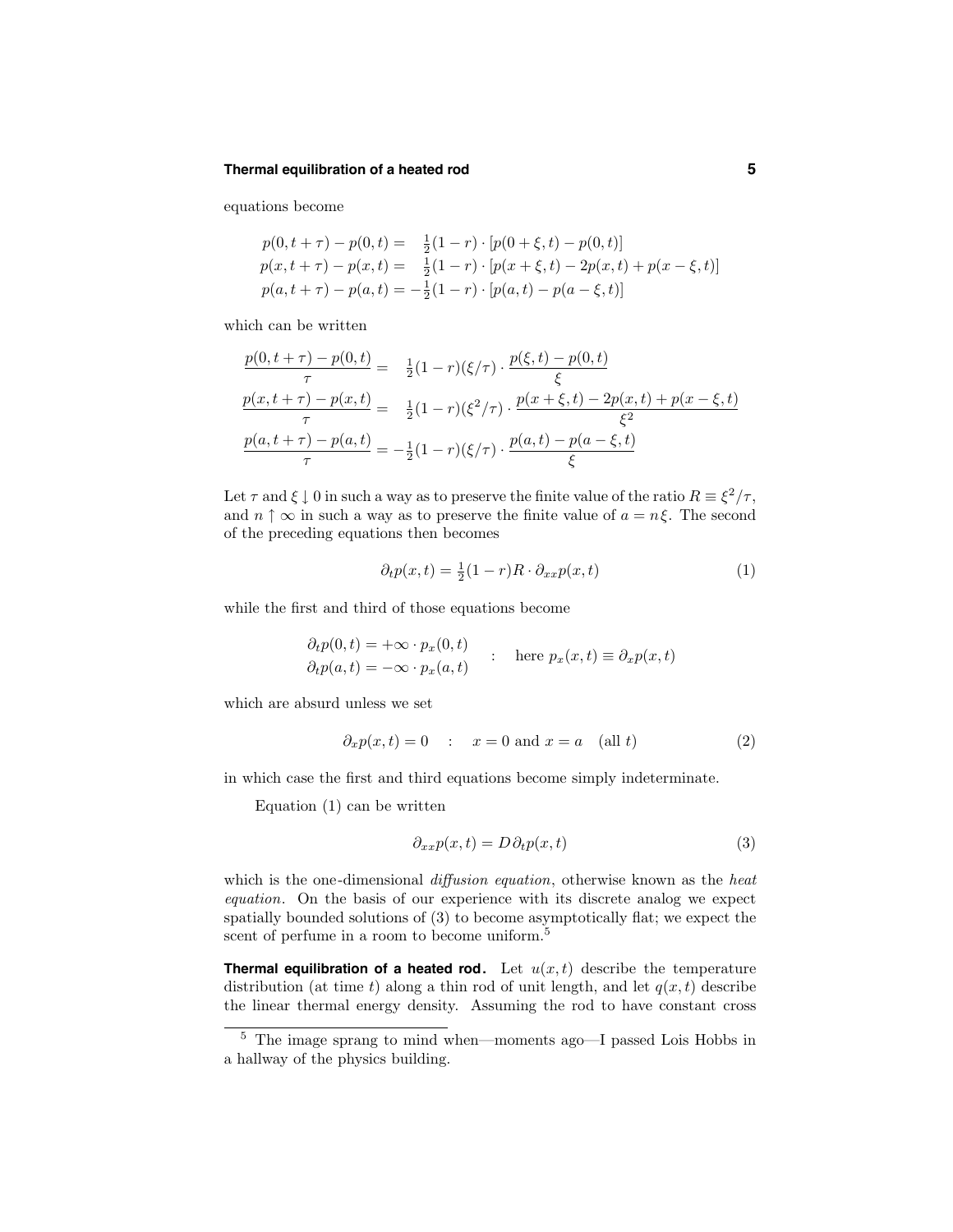equations become

$$
\begin{aligned}
p(0,t+\tau)-p(0,t) &= \phantom{-}\tfrac{1}{2}(1-r)\cdot[p(0+\xi,t)-p(0,t)]\\
p(x,t+\tau)-p(x,t) &= \phantom{-}\tfrac{1}{2}(1-r)\cdot[p(x+\xi,t)-2p(x,t)+p(x-\xi,t)]\\
p(a,t+\tau)-p(a,t) &= -\tfrac{1}{2}(1-r)\cdot[p(a,t)-p(a-\xi,t)]
\end{aligned}
$$

which can be written

$$
\begin{aligned}
\frac{p(0,t+\tau)-p(0,t)}{\tau} &= \phantom{-}\tfrac{1}{2}(1-r)(\xi/\tau)\cdot\frac{p(\xi,t)-p(0,t)}{\xi}\\
\frac{p(x,t+\tau)-p(x,t)}{\tau} &= \phantom{-}\tfrac{1}{2}(1-r)(\xi^2/\tau)\cdot\frac{p(x+\xi,t)-2p(x,t)+p(x-\xi,t)}{\xi^2}\\
\frac{p(a,t+\tau)-p(a,t)}{\tau} &= -\tfrac{1}{2}(1-r)(\xi/\tau)\cdot\frac{p(a,t)-p(a-\xi,t)}{\xi}
\end{aligned}
$$

Let $\tau$ and $\xi \downarrow 0$ in such a way as to preserve the finite value of the ratio $R \equiv \xi^2/\tau$, and $n \uparrow \infty$ in such a way as to preserve the finite value of $a = n\xi$. The second of the preceding equations then becomes

$$
\partial_t p(x,t) = \tfrac{1}{2}(1-r)R\cdot\partial_{xx}p(x,t) \tag{1}
$$

while the first and third of those equations become

$$
\left.
\begin{aligned}
\partial_t p(0,t) &= +\infty\cdot p_x(0,t)\\
\partial_t p(a,t) &= -\infty\cdot p_x(a,t)
\end{aligned}
\right.
\quad : \quad \text{here } p_x(x,t) \equiv \partial_x p(x,t)
$$

which are absurd unless we set

$$
\partial_x p(x,t) = 0 \quad : \quad x = 0 \text{ and } x = a \quad (\text{all } t) \tag{2}
$$

in which case the first and third equations become simply indeterminate.

Equation (1) can be written

$$
\partial_{xx}p(x,t) = D\,\partial_t p(x,t) \tag{3}
$$

which is the one-dimensional *diffusion equation*, otherwise known as the *heat equation*. On the basis of our experience with its discrete analog we expect spatially bounded solutions of (3) to become asymptotically flat; we expect the scent of perfume in a room to become uniform.[5]

**Thermal equilibration of a heated rod.** Let $u(x,t)$ describe the temperature distribution (at time $t$) along a thin rod of unit length, and let $q(x,t)$ describe the linear thermal energy density. Assuming the rod to have constant cross

[5] The image sprang to mind when—moments ago—I passed Lois Hobbs in a hallway of the physics building.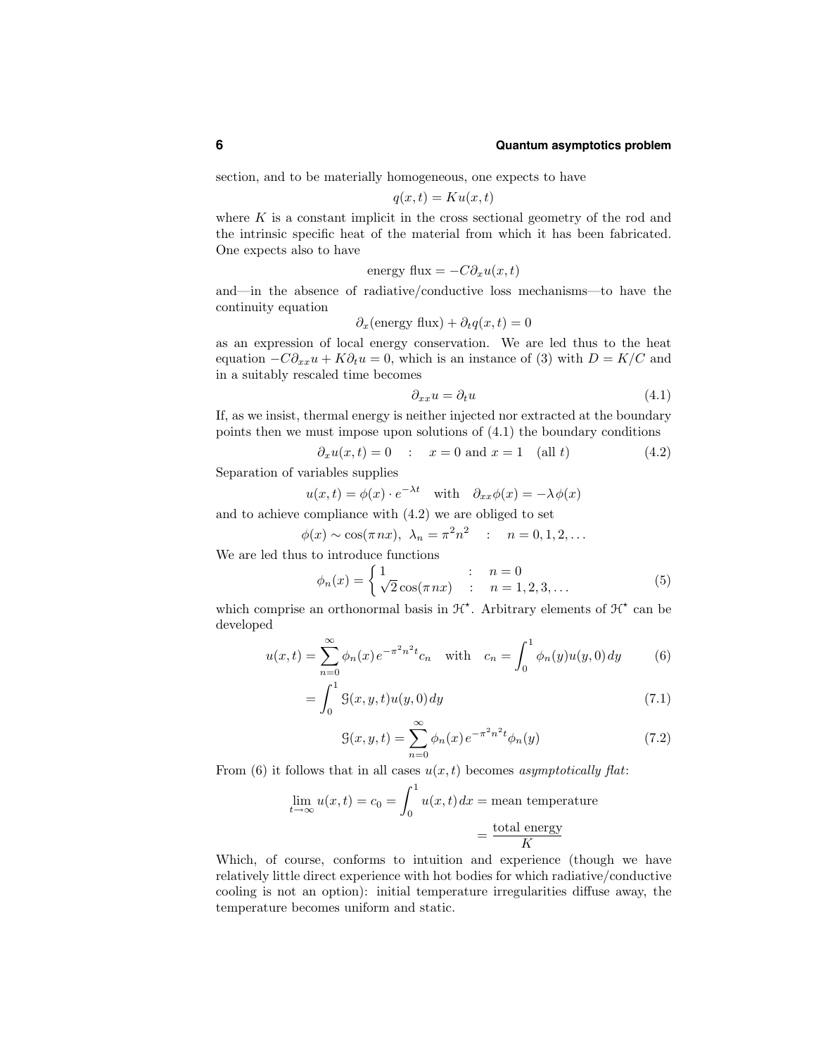section, and to be materially homogeneous, one expects to have

$$q(x,t) = Ku(x,t)$$

where $K$ is a constant implicit in the cross sectional geometry of the rod and the intrinsic specific heat of the material from which it has been fabricated. One expects also to have

$$\text{energy flux} = -C\partial_x u(x,t)$$

and—in the absence of radiative/conductive loss mechanisms—to have the continuity equation

$$\partial_x(\text{energy flux}) + \partial_t q(x,t) = 0$$

as an expression of local energy conservation. We are led thus to the heat equation $-C\partial_{xx}u + K\partial_t u = 0$, which is an instance of (3) with $D = K/C$ and in a suitably rescaled time becomes

$$\partial_{xx}u = \partial_t u \tag{4.1}$$

If, as we insist, thermal energy is neither injected nor extracted at the boundary points then we must impose upon solutions of (4.1) the boundary conditions

$$\partial_x u(x,t) = 0 \quad : \quad x = 0 \text{ and } x = 1 \quad (\text{all } t) \tag{4.2}$$

Separation of variables supplies

$$u(x,t) = \phi(x)\cdot e^{-\lambda t} \quad \text{with} \quad \partial_{xx}\phi(x) = -\lambda\phi(x)$$

and to achieve compliance with (4.2) we are obliged to set

$$\phi(x) \sim \cos(\pi n x),\ \lambda_n = \pi^2 n^2 \quad : \quad n = 0, 1, 2, \ldots$$

We are led thus to introduce functions

$$\phi_n(x) = \begin{cases} 1 & : \quad n = 0 \\ \sqrt{2}\cos(\pi n x) & : \quad n = 1, 2, 3, \ldots \end{cases} \tag{5}$$

which comprise an orthonormal basis in $\mathcal{H}^\star$. Arbitrary elements of $\mathcal{H}^\star$ can be developed

$$u(x,t) = \sum_{n=0}^{\infty} \phi_n(x)\, e^{-\pi^2 n^2 t} c_n \quad \text{with} \quad c_n = \int_0^1 \phi_n(y)u(y,0)\,dy \tag{6}$$

$$= \int_0^1 \mathcal{G}(x,y,t)u(y,0)\,dy \tag{7.1}$$

$$\mathcal{G}(x,y,t) = \sum_{n=0}^{\infty} \phi_n(x)\, e^{-\pi^2 n^2 t} \phi_n(y) \tag{7.2}$$

From (6) it follows that in all cases $u(x,t)$ becomes *asymptotically flat*:

$$\lim_{t\to\infty} u(x,t) = c_0 = \int_0^1 u(x,t)\,dx = \text{mean temperature}$$
$$= \frac{\text{total energy}}{K}$$

Which, of course, conforms to intuition and experience (though we have relatively little direct experience with hot bodies for which radiative/conductive cooling is not an option): initial temperature irregularities diffuse away, the temperature becomes uniform and static.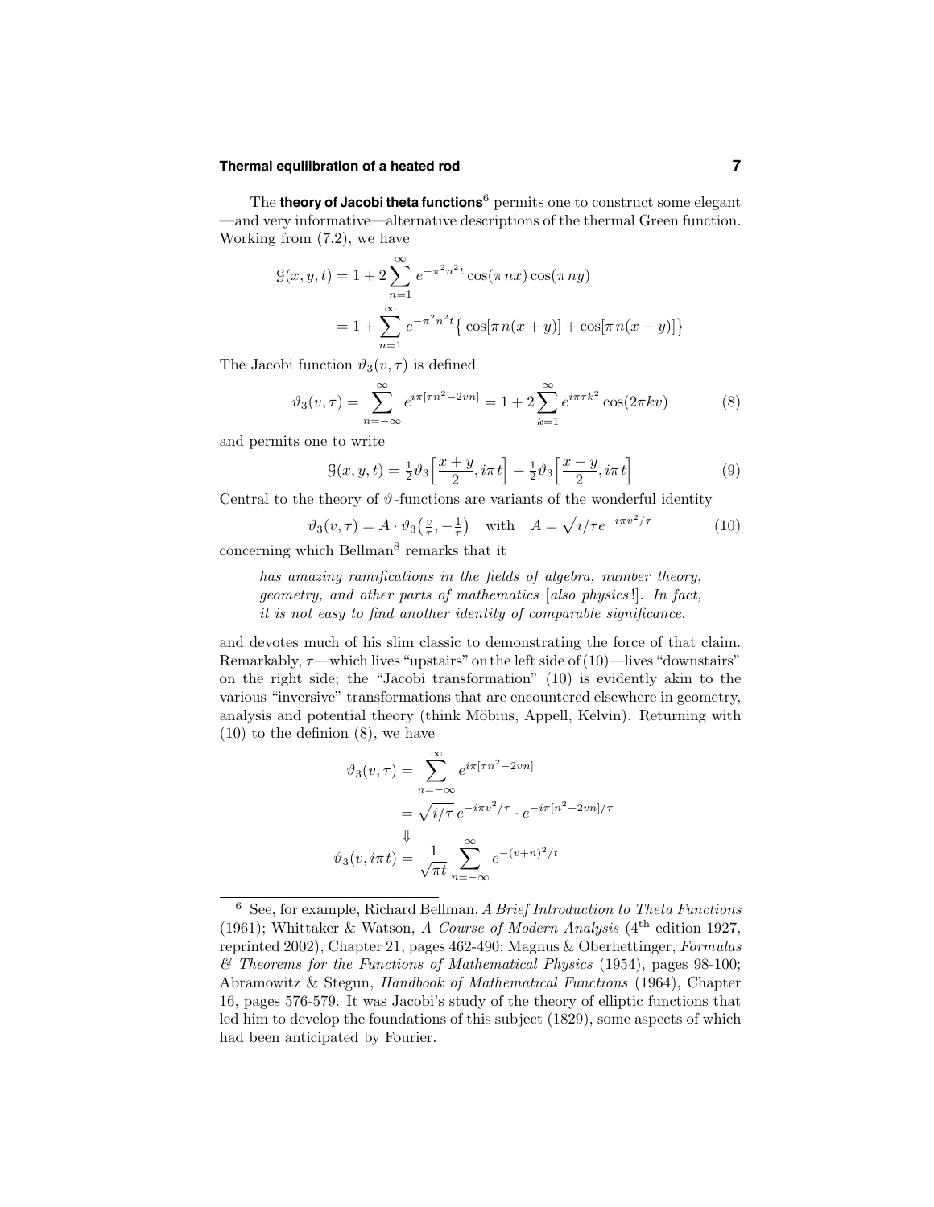The **theory of Jacobi theta functions**[6] permits one to construct some elegant —and very informative—alternative descriptions of the thermal Green function. Working from (7.2), we have

$$
\begin{aligned}
\mathcal{G}(x,y,t) &= 1 + 2\sum_{n=1}^{\infty} e^{-\pi^2 n^2 t}\cos(\pi n x)\cos(\pi n y) \\
&= 1 + \sum_{n=1}^{\infty} e^{-\pi^2 n^2 t}\big\{\cos[\pi n(x+y)] + \cos[\pi n(x-y)]\big\}
\end{aligned}
$$

The Jacobi function $\vartheta_3(v,\tau)$ is defined

$$
\vartheta_3(v,\tau) = \sum_{n=-\infty}^{\infty} e^{i\pi[\tau n^2 - 2vn]} = 1 + 2\sum_{k=1}^{\infty} e^{i\pi\tau k^2}\cos(2\pi k v) \tag{8}
$$

and permits one to write

$$
\mathcal{G}(x,y,t) = \tfrac{1}{2}\vartheta_3\Big[\frac{x+y}{2}, i\pi t\Big] + \tfrac{1}{2}\vartheta_3\Big[\frac{x-y}{2}, i\pi t\Big] \tag{9}
$$

Central to the theory of $\vartheta$-functions are variants of the wonderful identity

$$
\vartheta_3(v,\tau) = A\cdot\vartheta_3\big(\tfrac{v}{\tau}, -\tfrac{1}{\tau}\big) \quad\text{with}\quad A = \sqrt{i/\tau}\,e^{-i\pi v^2/\tau} \tag{10}
$$

concerning which Bellman[8] remarks that it

> *has amazing ramifications in the fields of algebra, number theory, geometry, and other parts of mathematics* [*also physics!*]. *In fact, it is not easy to find another identity of comparable significance.*

and devotes much of his slim classic to demonstrating the force of that claim. Remarkably, $\tau$—which lives "upstairs" on the left side of (10)—lives "downstairs" on the right side; the "Jacobi transformation" (10) is evidently akin to the various "inversive" transformations that are encountered elsewhere in geometry, analysis and potential theory (think Möbius, Appell, Kelvin). Returning with (10) to the definion (8), we have

$$
\begin{aligned}
\vartheta_3(v,\tau) &= \sum_{n=-\infty}^{\infty} e^{i\pi[\tau n^2 - 2vn]} \\
&= \sqrt{i/\tau}\,e^{-i\pi v^2/\tau}\cdot e^{-i\pi[n^2+2vn]/\tau} \\
&\quad\Downarrow \\
\vartheta_3(v,i\pi t) &= \frac{1}{\sqrt{\pi t}}\sum_{n=-\infty}^{\infty} e^{-(v+n)^2/t}
\end{aligned}
$$

---

[6] See, for example, Richard Bellman, *A Brief Introduction to Theta Functions* (1961); Whittaker & Watson, *A Course of Modern Analysis* (4th edition 1927, reprinted 2002), Chapter 21, pages 462-490; Magnus & Oberhettinger, *Formulas & Theorems for the Functions of Mathematical Physics* (1954), pages 98-100; Abramowitz & Stegun, *Handbook of Mathematical Functions* (1964), Chapter 16, pages 576-579. It was Jacobi's study of the theory of elliptic functions that led him to develop the foundations of this subject (1829), some aspects of which had been anticipated by Fourier.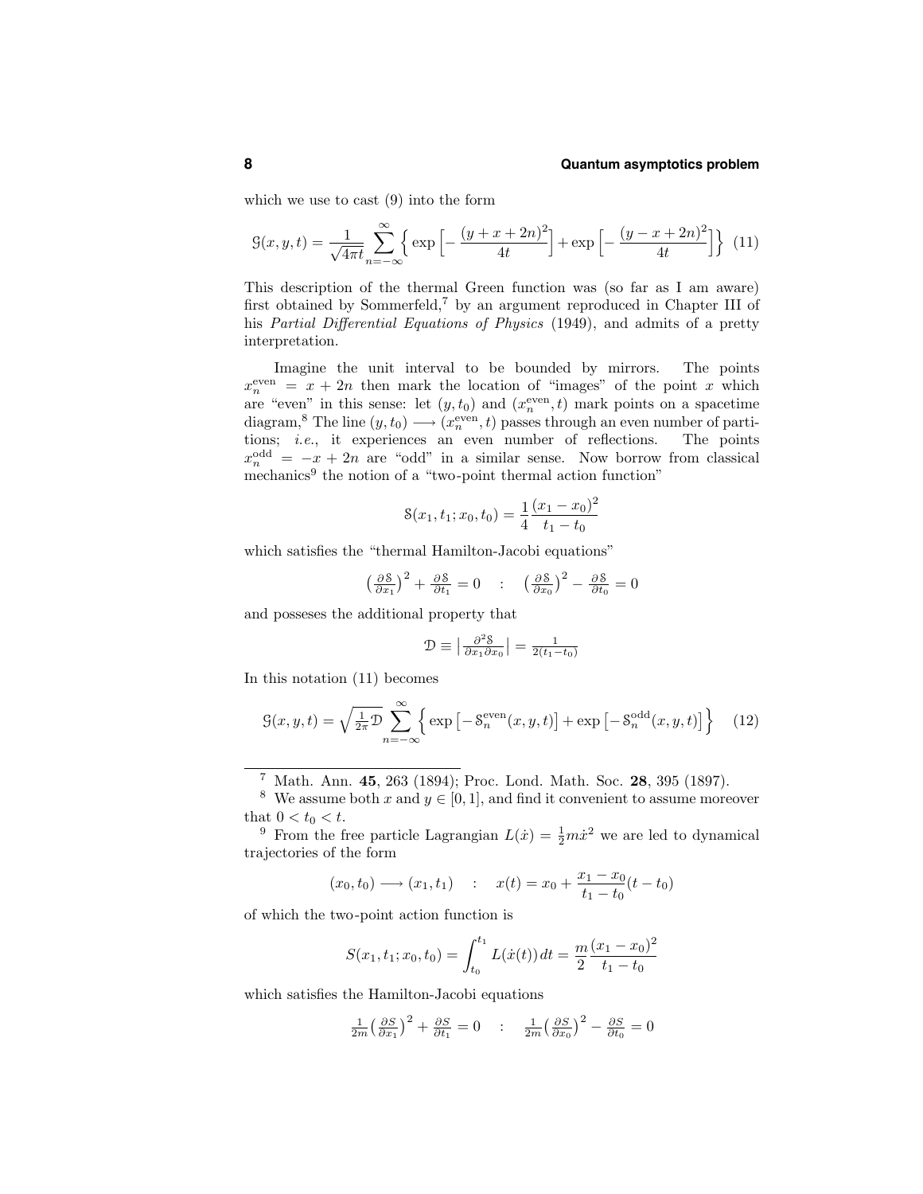which we use to cast (9) into the form

$$\mathcal{G}(x,y,t) = \frac{1}{\sqrt{4\pi t}} \sum_{n=-\infty}^{\infty} \Big\{ \exp\Big[-\frac{(y+x+2n)^2}{4t}\Big] + \exp\Big[-\frac{(y-x+2n)^2}{4t}\Big]\Big\} \tag{11}$$

This description of the thermal Green function was (so far as I am aware) first obtained by Sommerfeld,[7] by an argument reproduced in Chapter III of his *Partial Differential Equations of Physics* (1949), and admits of a pretty interpretation.

Imagine the unit interval to be bounded by mirrors. The points $x_n^{\text{even}} = x + 2n$ then mark the location of "images" of the point $x$ which are "even" in this sense: let $(y, t_0)$ and $(x_n^{\text{even}}, t)$ mark points on a spacetime diagram,[8] The line $(y, t_0) \longrightarrow (x_n^{\text{even}}, t)$ passes through an even number of partitions; *i.e.*, it experiences an even number of reflections. The points $x_n^{\text{odd}} = -x + 2n$ are "odd" in a similar sense. Now borrow from classical mechanics[9] the notion of a "two-point thermal action function"

$$\mathcal{S}(x_1, t_1; x_0, t_0) = \frac{1}{4}\frac{(x_1 - x_0)^2}{t_1 - t_0}$$

which satisfies the "thermal Hamilton-Jacobi equations"

$$\big(\tfrac{\partial \mathcal{S}}{\partial x_1}\big)^2 + \tfrac{\partial \mathcal{S}}{\partial t_1} = 0 \quad : \quad \big(\tfrac{\partial \mathcal{S}}{\partial x_0}\big)^2 - \tfrac{\partial \mathcal{S}}{\partial t_0} = 0$$

and posseses the additional property that

$$\mathcal{D} \equiv \big|\tfrac{\partial^2 \mathcal{S}}{\partial x_1 \partial x_0}\big| = \tfrac{1}{2(t_1 - t_0)}$$

In this notation (11) becomes

$$\mathcal{G}(x,y,t) = \sqrt{\tfrac{1}{2\pi}\mathcal{D}} \sum_{n=-\infty}^{\infty} \Big\{ \exp\big[-\mathcal{S}_n^{\text{even}}(x,y,t)\big] + \exp\big[-\mathcal{S}_n^{\text{odd}}(x,y,t)\big]\Big\} \tag{12}$$

---

[7] Math. Ann. **45**, 263 (1894); Proc. Lond. Math. Soc. **28**, 395 (1897).

[8] We assume both $x$ and $y \in [0, 1]$, and find it convenient to assume moreover that $0 < t_0 < t$.

[9] From the free particle Lagrangian $L(\dot{x}) = \frac{1}{2}m\dot{x}^2$ we are led to dynamical trajectories of the form

$$(x_0, t_0) \longrightarrow (x_1, t_1) \quad : \quad x(t) = x_0 + \frac{x_1 - x_0}{t_1 - t_0}(t - t_0)$$

of which the two-point action function is

$$S(x_1, t_1; x_0, t_0) = \int_{t_0}^{t_1} L(\dot{x}(t))\, dt = \frac{m}{2}\frac{(x_1 - x_0)^2}{t_1 - t_0}$$

which satisfies the Hamilton-Jacobi equations

$$\tfrac{1}{2m}\big(\tfrac{\partial S}{\partial x_1}\big)^2 + \tfrac{\partial S}{\partial t_1} = 0 \quad : \quad \tfrac{1}{2m}\big(\tfrac{\partial S}{\partial x_0}\big)^2 - \tfrac{\partial S}{\partial t_0} = 0$$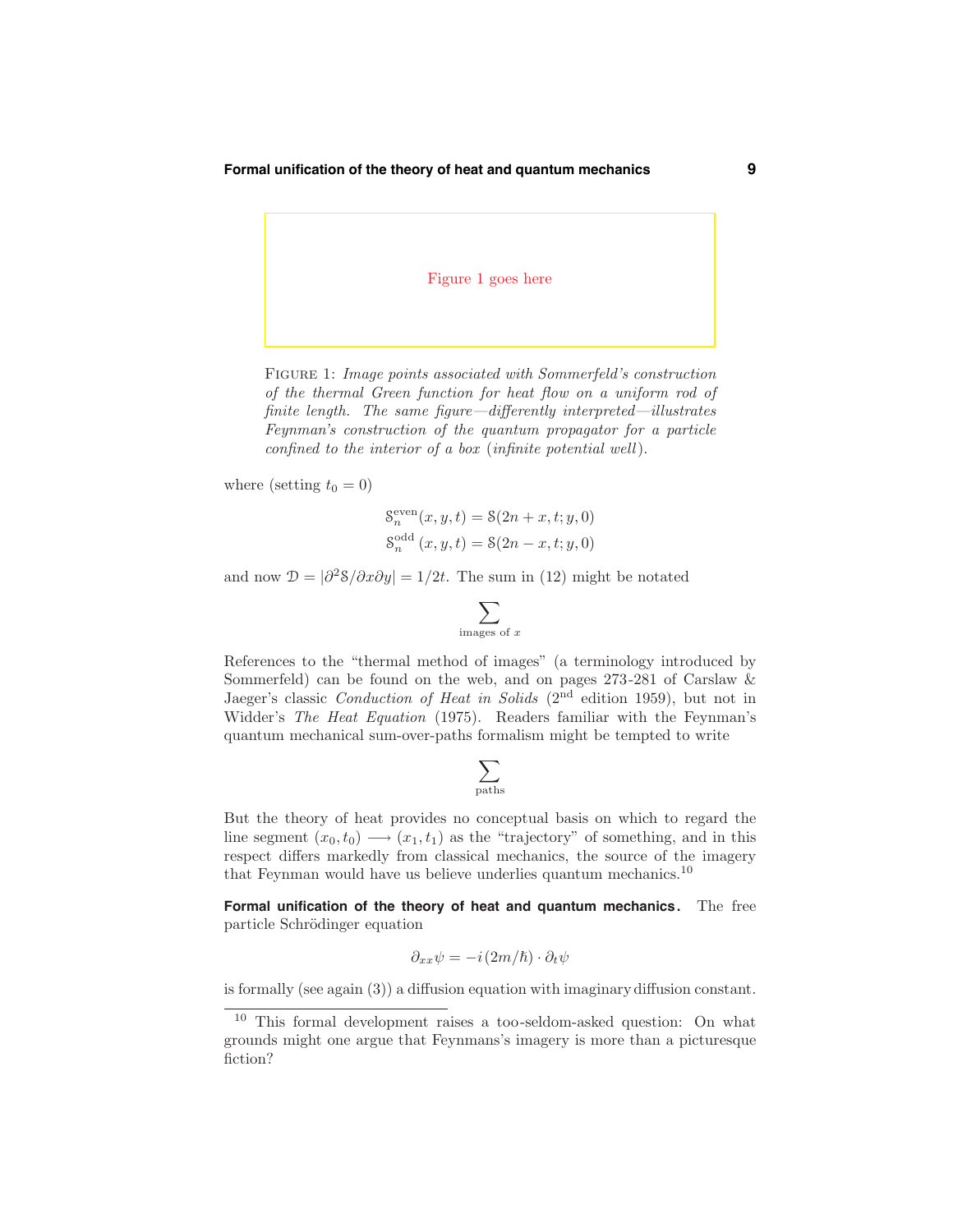Figure 1 goes here

FIGURE 1: *Image points associated with Sommerfeld's construction of the thermal Green function for heat flow on a uniform rod of finite length. The same figure—differently interpreted—illustrates Feynman's construction of the quantum propagator for a particle confined to the interior of a box (infinite potential well).*

where (setting $t_0 = 0$)

$$\mathcal{S}_n^{\text{even}}(x, y, t) = \mathcal{S}(2n + x, t; y, 0)$$
$$\mathcal{S}_n^{\text{odd}}(x, y, t) = \mathcal{S}(2n - x, t; y, 0)$$

and now $\mathcal{D} = |\partial^2 \mathcal{S}/\partial x \partial y| = 1/2t$. The sum in (12) might be notated

$$\sum_{\text{images of } x}$$

References to the "thermal method of images" (a terminology introduced by Sommerfeld) can be found on the web, and on pages 273-281 of Carslaw & Jaeger's classic *Conduction of Heat in Solids* (2nd edition 1959), but not in Widder's *The Heat Equation* (1975). Readers familiar with the Feynman's quantum mechanical sum-over-paths formalism might be tempted to write

$$\sum_{\text{paths}}$$

But the theory of heat provides no conceptual basis on which to regard the line segment $(x_0, t_0) \longrightarrow (x_1, t_1)$ as the "trajectory" of something, and in this respect differs markedly from classical mechanics, the source of the imagery that Feynman would have us believe underlies quantum mechanics.[10]

**Formal unification of the theory of heat and quantum mechanics.** The free particle Schrödinger equation

$$\partial_{xx}\psi = -i(2m/\hbar) \cdot \partial_t \psi$$

is formally (see again (3)) a diffusion equation with imaginary diffusion constant.

[10] This formal development raises a too-seldom-asked question: On what grounds might one argue that Feynmans's imagery is more than a picturesque fiction?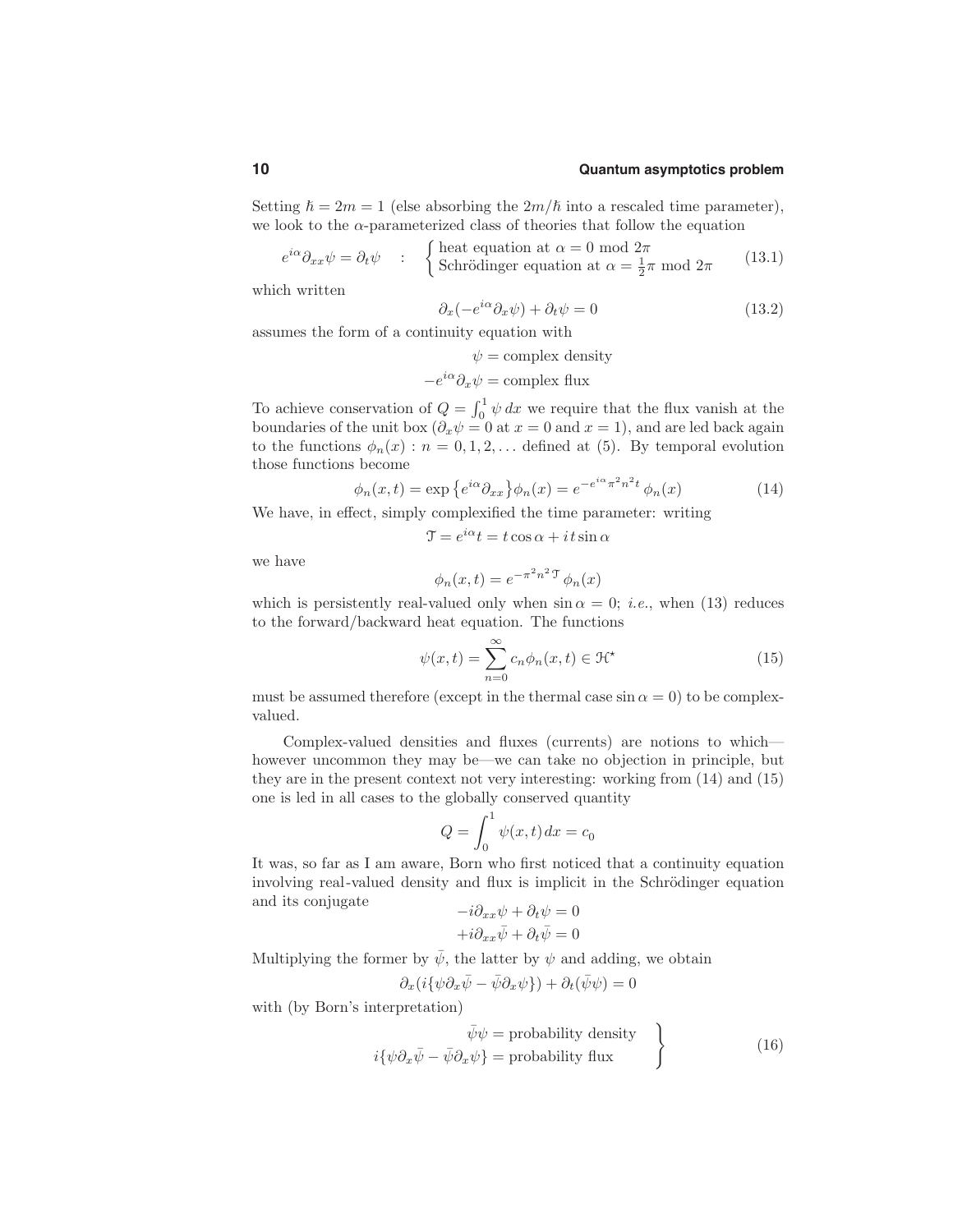Setting $\hbar = 2m = 1$ (else absorbing the $2m/\hbar$ into a rescaled time parameter), we look to the $\alpha$-parameterized class of theories that follow the equation

$$e^{i\alpha}\partial_{xx}\psi = \partial_t\psi \quad : \quad \begin{cases} \text{heat equation at } \alpha = 0 \bmod 2\pi \\ \text{Schrödinger equation at } \alpha = \frac{1}{2}\pi \bmod 2\pi \end{cases} \tag{13.1}$$

which written

$$\partial_x(-e^{i\alpha}\partial_x\psi) + \partial_t\psi = 0 \tag{13.2}$$

assumes the form of a continuity equation with

$$\psi = \text{complex density}$$
$$-e^{i\alpha}\partial_x\psi = \text{complex flux}$$

To achieve conservation of $Q = \int_0^1 \psi\, dx$ we require that the flux vanish at the boundaries of the unit box ($\partial_x\psi = 0$ at $x = 0$ and $x = 1$), and are led back again to the functions $\phi_n(x) : n = 0, 1, 2, \ldots$ defined at (5). By temporal evolution those functions become

$$\phi_n(x,t) = \exp\left\{e^{i\alpha}\partial_{xx}\right\}\phi_n(x) = e^{-e^{i\alpha}\pi^2 n^2 t}\,\phi_n(x) \tag{14}$$

We have, in effect, simply complexified the time parameter: writing

$$\mathcal{T} = e^{i\alpha}t = t\cos\alpha + i\,t\sin\alpha$$

we have

$$\phi_n(x,t) = e^{-\pi^2 n^2 \mathcal{T}}\,\phi_n(x)$$

which is persistently real-valued only when $\sin\alpha = 0$; *i.e.*, when (13) reduces to the forward/backward heat equation. The functions

$$\psi(x,t) = \sum_{n=0}^{\infty} c_n\phi_n(x,t) \in \mathcal{H}^\star \tag{15}$$

must be assumed therefore (except in the thermal case $\sin\alpha = 0$) to be complex-valued.

Complex-valued densities and fluxes (currents) are notions to which—however uncommon they may be—we can take no objection in principle, but they are in the present context not very interesting: working from (14) and (15) one is led in all cases to the globally conserved quantity

$$Q = \int_0^1 \psi(x,t)\,dx = c_0$$

It was, so far as I am aware, Born who first noticed that a continuity equation involving real-valued density and flux is implicit in the Schrödinger equation and its conjugate

$$-i\partial_{xx}\psi + \partial_t\psi = 0$$
$$+i\partial_{xx}\bar{\psi} + \partial_t\bar{\psi} = 0$$

Multiplying the former by $\bar{\psi}$, the latter by $\psi$ and adding, we obtain

$$\partial_x(i\{\psi\partial_x\bar{\psi} - \bar{\psi}\partial_x\psi\}) + \partial_t(\bar{\psi}\psi) = 0$$

with (by Born's interpretation)

$$\left.\begin{aligned} \bar{\psi}\psi &= \text{probability density} \\ i\{\psi\partial_x\bar{\psi} - \bar{\psi}\partial_x\psi\} &= \text{probability flux} \end{aligned}\right\} \tag{16}$$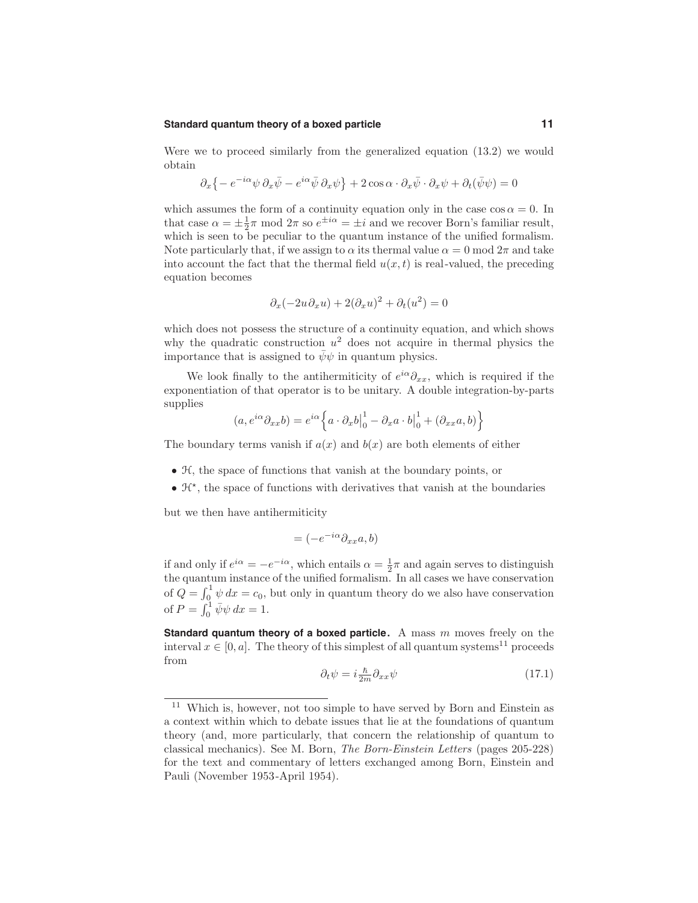Were we to proceed similarly from the generalized equation (13.2) we would obtain

$$\partial_x\big\{-e^{-i\alpha}\psi\,\partial_x\bar\psi - e^{i\alpha}\bar\psi\,\partial_x\psi\big\} + 2\cos\alpha\cdot\partial_x\bar\psi\cdot\partial_x\psi + \partial_t(\bar\psi\psi) = 0$$

which assumes the form of a continuity equation only in the case $\cos\alpha = 0$. In that case $\alpha = \pm\frac{1}{2}\pi \bmod 2\pi$ so $e^{\pm i\alpha} = \pm i$ and we recover Born's familiar result, which is seen to be peculiar to the quantum instance of the unified formalism. Note particularly that, if we assign to $\alpha$ its thermal value $\alpha = 0 \bmod 2\pi$ and take into account the fact that the thermal field $u(x,t)$ is real-valued, the preceding equation becomes

$$\partial_x(-2u\,\partial_x u) + 2(\partial_x u)^2 + \partial_t(u^2) = 0$$

which does not possess the structure of a continuity equation, and which shows why the quadratic construction $u^2$ does not acquire in thermal physics the importance that is assigned to $\bar\psi\psi$ in quantum physics.

We look finally to the antihermiticity of $e^{i\alpha}\partial_{xx}$, which is required if the exponentiation of that operator is to be unitary. A double integration-by-parts supplies

$$(a, e^{i\alpha}\partial_{xx}b) = e^{i\alpha}\Big\{a\cdot\partial_x b\Big|_0^1 - \partial_x a\cdot b\Big|_0^1 + (\partial_{xx}a, b)\Big\}$$

The boundary terms vanish if $a(x)$ and $b(x)$ are both elements of either

- $\mathcal{H}$, the space of functions that vanish at the boundary points, or
- $\mathcal{H}^\star$, the space of functions with derivatives that vanish at the boundaries

but we then have antihermiticity

$$= (-e^{-i\alpha}\partial_{xx}a, b)$$

if and only if $e^{i\alpha} = -e^{-i\alpha}$, which entails $\alpha = \frac{1}{2}\pi$ and again serves to distinguish the quantum instance of the unified formalism. In all cases we have conservation of $Q = \int_0^1 \psi\,dx = c_0$, but only in quantum theory do we also have conservation of $P = \int_0^1 \bar\psi\psi\,dx = 1$.

**Standard quantum theory of a boxed particle.** A mass $m$ moves freely on the interval $x \in [0, a]$. The theory of this simplest of all quantum systems[11] proceeds from

$$\partial_t\psi = i\tfrac{\hbar}{2m}\partial_{xx}\psi \tag{17.1}$$

[11] Which is, however, not too simple to have served by Born and Einstein as a context within which to debate issues that lie at the foundations of quantum theory (and, more particularly, that concern the relationship of quantum to classical mechanics). See M. Born, *The Born-Einstein Letters* (pages 205-228) for the text and commentary of letters exchanged among Born, Einstein and Pauli (November 1953-April 1954).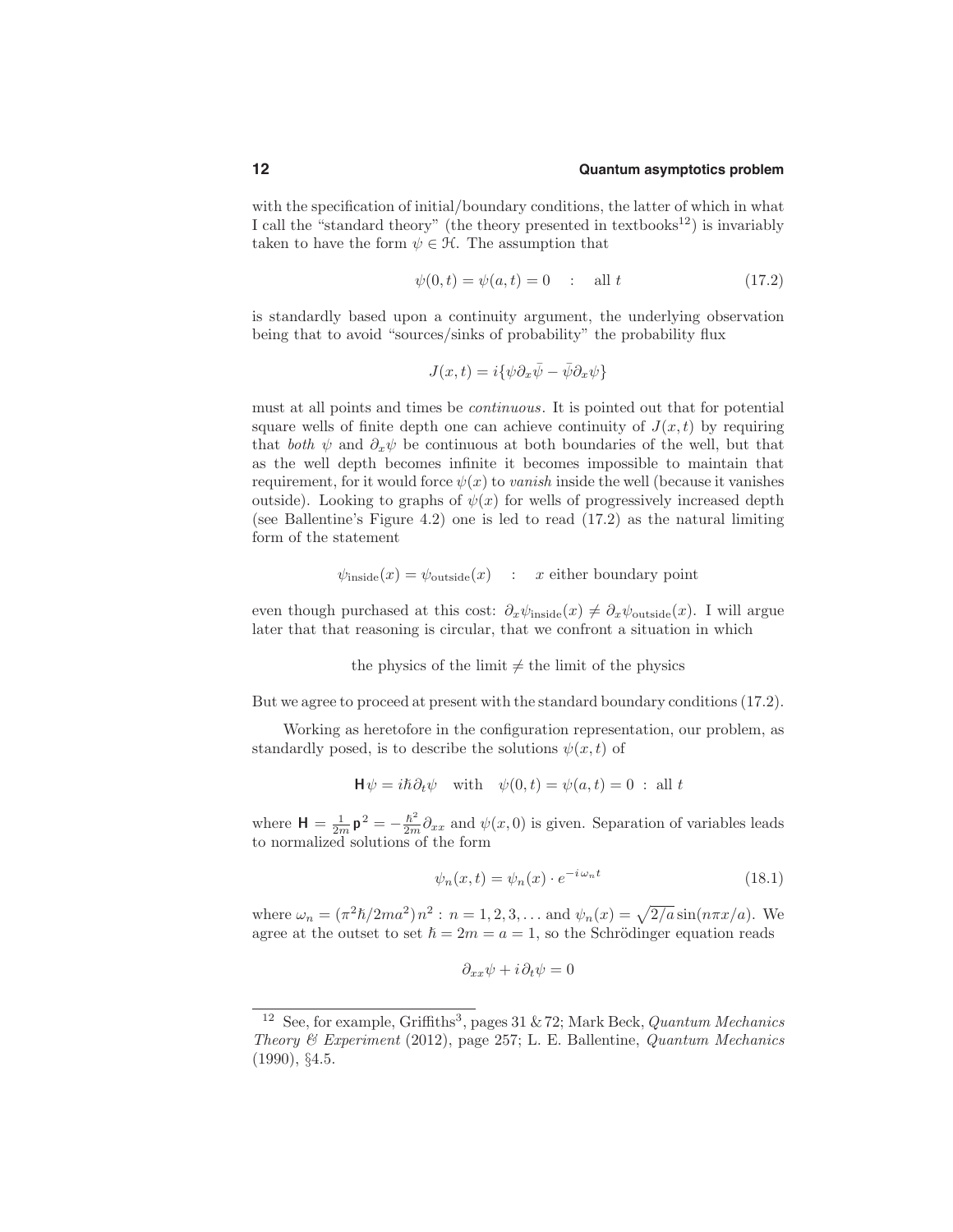with the specification of initial/boundary conditions, the latter of which in what I call the "standard theory" (the theory presented in textbooks[12]) is invariably taken to have the form $\psi \in \mathcal{H}$. The assumption that

$$\psi(0,t) = \psi(a,t) = 0 \quad : \quad \text{all } t \tag{17.2}$$

is standardly based upon a continuity argument, the underlying observation being that to avoid "sources/sinks of probability" the probability flux

$$J(x,t) = i\{\psi\partial_x\bar{\psi} - \bar{\psi}\partial_x\psi\}$$

must at all points and times be *continuous*. It is pointed out that for potential square wells of finite depth one can achieve continuity of $J(x,t)$ by requiring that *both* $\psi$ and $\partial_x\psi$ be continuous at both boundaries of the well, but that as the well depth becomes infinite it becomes impossible to maintain that requirement, for it would force $\psi(x)$ to *vanish* inside the well (because it vanishes outside). Looking to graphs of $\psi(x)$ for wells of progressively increased depth (see Ballentine's Figure 4.2) one is led to read (17.2) as the natural limiting form of the statement

$$\psi_{\text{inside}}(x) = \psi_{\text{outside}}(x) \quad : \quad x \text{ either boundary point}$$

even though purchased at this cost: $\partial_x\psi_{\text{inside}}(x) \neq \partial_x\psi_{\text{outside}}(x)$. I will argue later that that reasoning is circular, that we confront a situation in which

$$\text{the physics of the limit} \neq \text{the limit of the physics}$$

But we agree to proceed at present with the standard boundary conditions (17.2).

Working as heretofore in the configuration representation, our problem, as standardly posed, is to describe the solutions $\psi(x,t)$ of

$$\mathsf{H}\psi = i\hbar\partial_t\psi \quad \text{with} \quad \psi(0,t) = \psi(a,t) = 0 \; : \; \text{all } t$$

where $\mathsf{H} = \frac{1}{2m}\mathsf{p}^2 = -\frac{\hbar^2}{2m}\partial_{xx}$ and $\psi(x,0)$ is given. Separation of variables leads to normalized solutions of the form

$$\psi_n(x,t) = \psi_n(x) \cdot e^{-i\omega_n t} \tag{18.1}$$

where $\omega_n = (\pi^2\hbar/2ma^2)\,n^2 : n = 1,2,3,\ldots$ and $\psi_n(x) = \sqrt{2/a}\sin(n\pi x/a)$. We agree at the outset to set $\hbar = 2m = a = 1$, so the Schrödinger equation reads

$$\partial_{xx}\psi + i\partial_t\psi = 0$$

---

[12] See, for example, Griffiths[3], pages 31 & 72; Mark Beck, *Quantum Mechanics Theory & Experiment* (2012), page 257; L. E. Ballentine, *Quantum Mechanics* (1990), §4.5.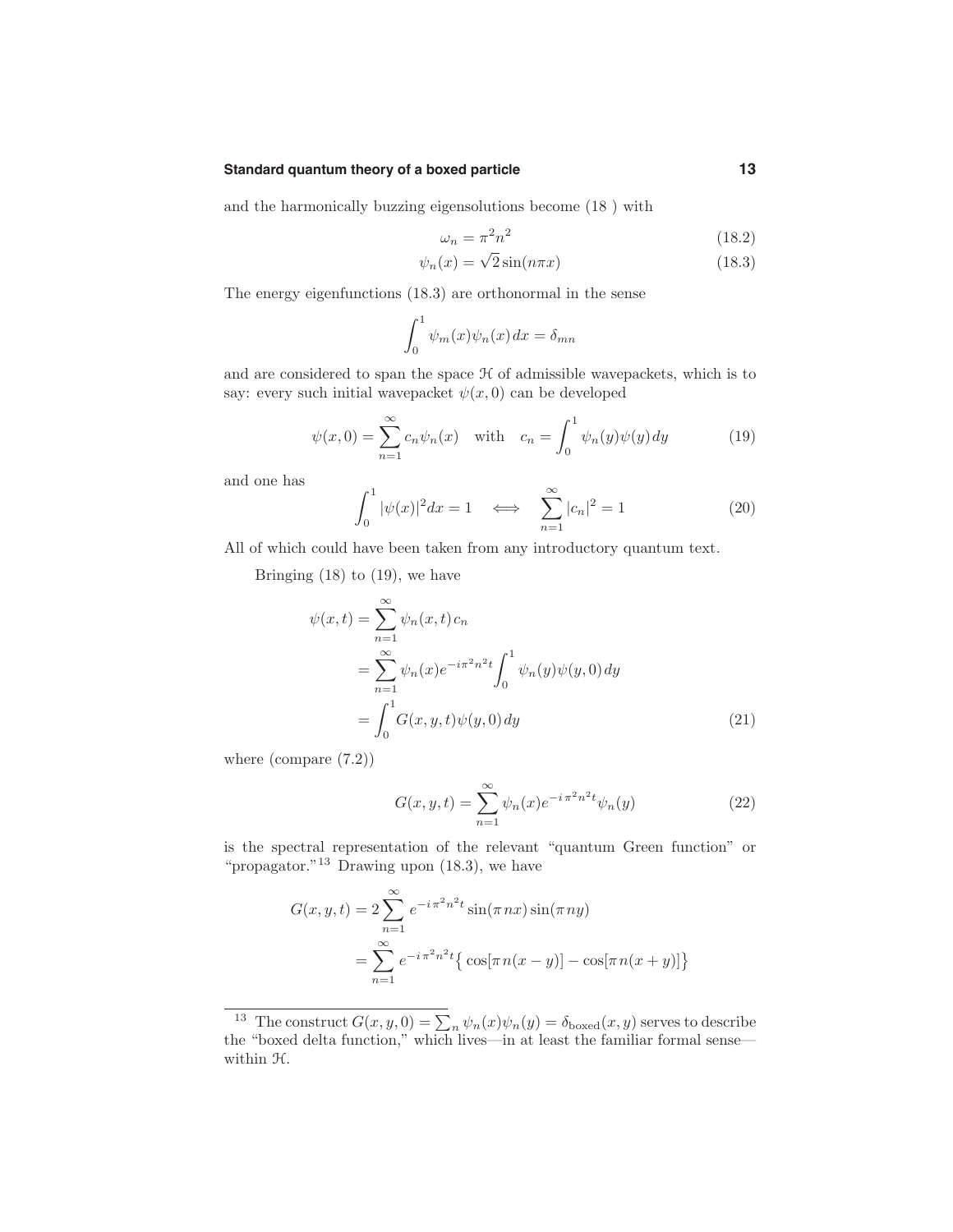and the harmonically buzzing eigensolutions become (18 ) with

$$\omega_n = \pi^2 n^2 \tag{18.2}$$

$$\psi_n(x) = \sqrt{2}\sin(n\pi x) \tag{18.3}$$

The energy eigenfunctions (18.3) are orthonormal in the sense

$$\int_0^1 \psi_m(x)\psi_n(x)\,dx = \delta_{mn}$$

and are considered to span the space $\mathcal{H}$ of admissible wavepackets, which is to say: every such initial wavepacket $\psi(x,0)$ can be developed

$$\psi(x,0) = \sum_{n=1}^{\infty} c_n \psi_n(x) \quad \text{with} \quad c_n = \int_0^1 \psi_n(y)\psi(y)\,dy \tag{19}$$

and one has

$$\int_0^1 |\psi(x)|^2 dx = 1 \quad \Longleftrightarrow \quad \sum_{n=1}^{\infty} |c_n|^2 = 1 \tag{20}$$

All of which could have been taken from any introductory quantum text.

Bringing (18) to (19), we have

$$\begin{aligned}
\psi(x,t) &= \sum_{n=1}^{\infty} \psi_n(x,t)\,c_n \\
&= \sum_{n=1}^{\infty} \psi_n(x) e^{-i\pi^2 n^2 t} \int_0^1 \psi_n(y)\psi(y,0)\,dy \\
&= \int_0^1 G(x,y,t)\psi(y,0)\,dy
\end{aligned} \tag{21}$$

where (compare (7.2))

$$G(x,y,t) = \sum_{n=1}^{\infty} \psi_n(x) e^{-i\pi^2 n^2 t} \psi_n(y) \tag{22}$$

is the spectral representation of the relevant "quantum Green function" or "propagator."[13] Drawing upon (18.3), we have

$$\begin{aligned}
G(x,y,t) &= 2\sum_{n=1}^{\infty} e^{-i\pi^2 n^2 t} \sin(\pi n x)\sin(\pi n y) \\
&= \sum_{n=1}^{\infty} e^{-i\pi^2 n^2 t} \big\{ \cos[\pi n(x-y)] - \cos[\pi n(x+y)] \big\}
\end{aligned}$$

[13] The construct $G(x,y,0) = \sum_n \psi_n(x)\psi_n(y) = \delta_{\text{boxed}}(x,y)$ serves to describe the "boxed delta function," which lives—in at least the familiar formal sense—within $\mathcal{H}$.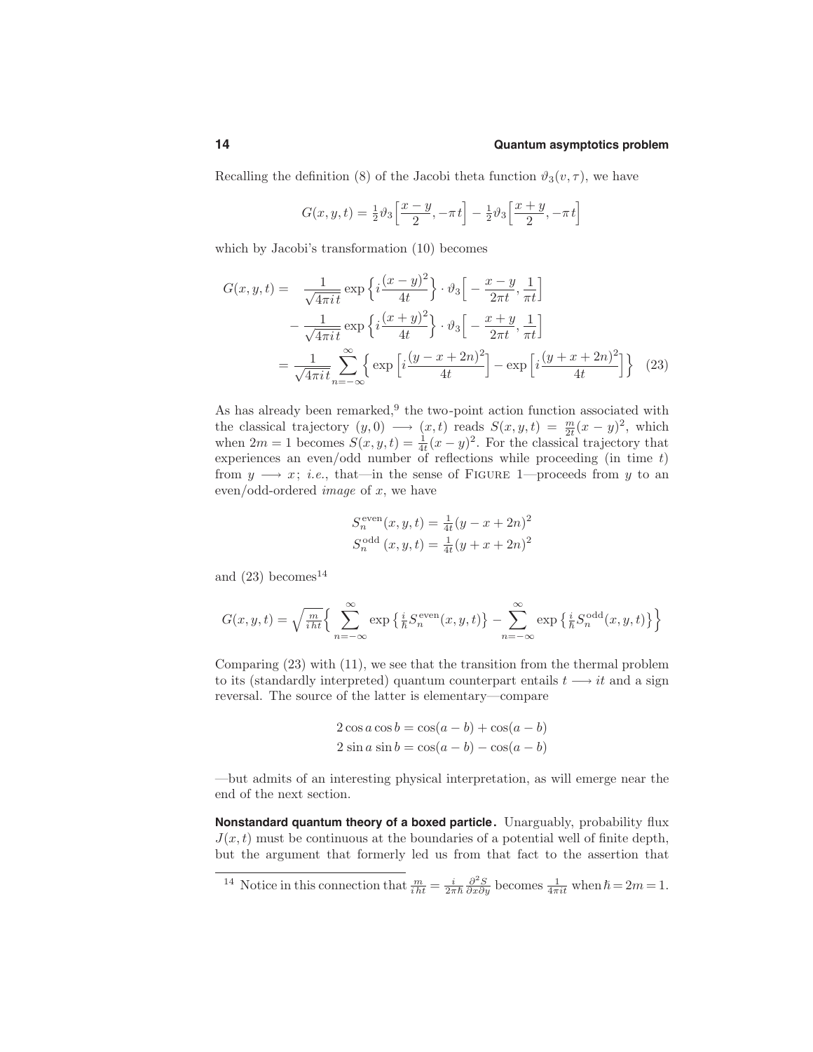Recalling the definition (8) of the Jacobi theta function $\vartheta_3(v,\tau)$, we have

$$G(x,y,t) = \tfrac{1}{2}\vartheta_3\Big[\frac{x-y}{2}, -\pi t\Big] - \tfrac{1}{2}\vartheta_3\Big[\frac{x+y}{2}, -\pi t\Big]$$

which by Jacobi's transformation (10) becomes

$$\begin{aligned}
G(x,y,t) = &\quad \frac{1}{\sqrt{4\pi i t}} \exp\Big\{ i\frac{(x-y)^2}{4t}\Big\} \cdot \vartheta_3\Big[-\frac{x-y}{2\pi t}, \frac{1}{\pi t}\Big] \\
&- \frac{1}{\sqrt{4\pi i t}} \exp\Big\{ i\frac{(x+y)^2}{4t}\Big\} \cdot \vartheta_3\Big[-\frac{x+y}{2\pi t}, \frac{1}{\pi t}\Big] \\
&= \frac{1}{\sqrt{4\pi i t}} \sum_{n=-\infty}^{\infty} \Big\{ \exp\Big[i\frac{(y-x+2n)^2}{4t}\Big] - \exp\Big[i\frac{(y+x+2n)^2}{4t}\Big]\Big\} \quad (23)
\end{aligned}$$

As has already been remarked,[9] the two-point action function associated with the classical trajectory $(y,0) \longrightarrow (x,t)$ reads $S(x,y,t) = \frac{m}{2t}(x-y)^2$, which when $2m = 1$ becomes $S(x,y,t) = \frac{1}{4t}(x-y)^2$. For the classical trajectory that experiences an even/odd number of reflections while proceeding (in time $t$) from $y \longrightarrow x$; *i.e.*, that—in the sense of FIGURE 1—proceeds from $y$ to an even/odd-ordered *image* of $x$, we have

$$\begin{aligned}
S_n^{\text{even}}(x,y,t) &= \tfrac{1}{4t}(y-x+2n)^2 \\
S_n^{\text{odd}}(x,y,t) &= \tfrac{1}{4t}(y+x+2n)^2
\end{aligned}$$

and (23) becomes[14]

$$G(x,y,t) = \sqrt{\tfrac{m}{iht}}\Big\{ \sum_{n=-\infty}^{\infty} \exp\big\{\tfrac{i}{\hbar}S_n^{\text{even}}(x,y,t)\big\} - \sum_{n=-\infty}^{\infty} \exp\big\{\tfrac{i}{\hbar}S_n^{\text{odd}}(x,y,t)\big\}\Big\}$$

Comparing (23) with (11), we see that the transition from the thermal problem to its (standardly interpreted) quantum counterpart entails $t \longrightarrow it$ and a sign reversal. The source of the latter is elementary—compare

$$\begin{aligned}
2\cos a \cos b &= \cos(a-b) + \cos(a-b) \\
2\sin a \sin b &= \cos(a-b) - \cos(a-b)
\end{aligned}$$

—but admits of an interesting physical interpretation, as will emerge near the end of the next section.

**Nonstandard quantum theory of a boxed particle.** Unarguably, probability flux $J(x,t)$ must be continuous at the boundaries of a potential well of finite depth, but the argument that formerly led us from that fact to the assertion that

[14] Notice in this connection that $\frac{m}{iht} = \frac{i}{2\pi\hbar}\frac{\partial^2 S}{\partial x \partial y}$ becomes $\frac{1}{4\pi i t}$ when $\hbar = 2m = 1$.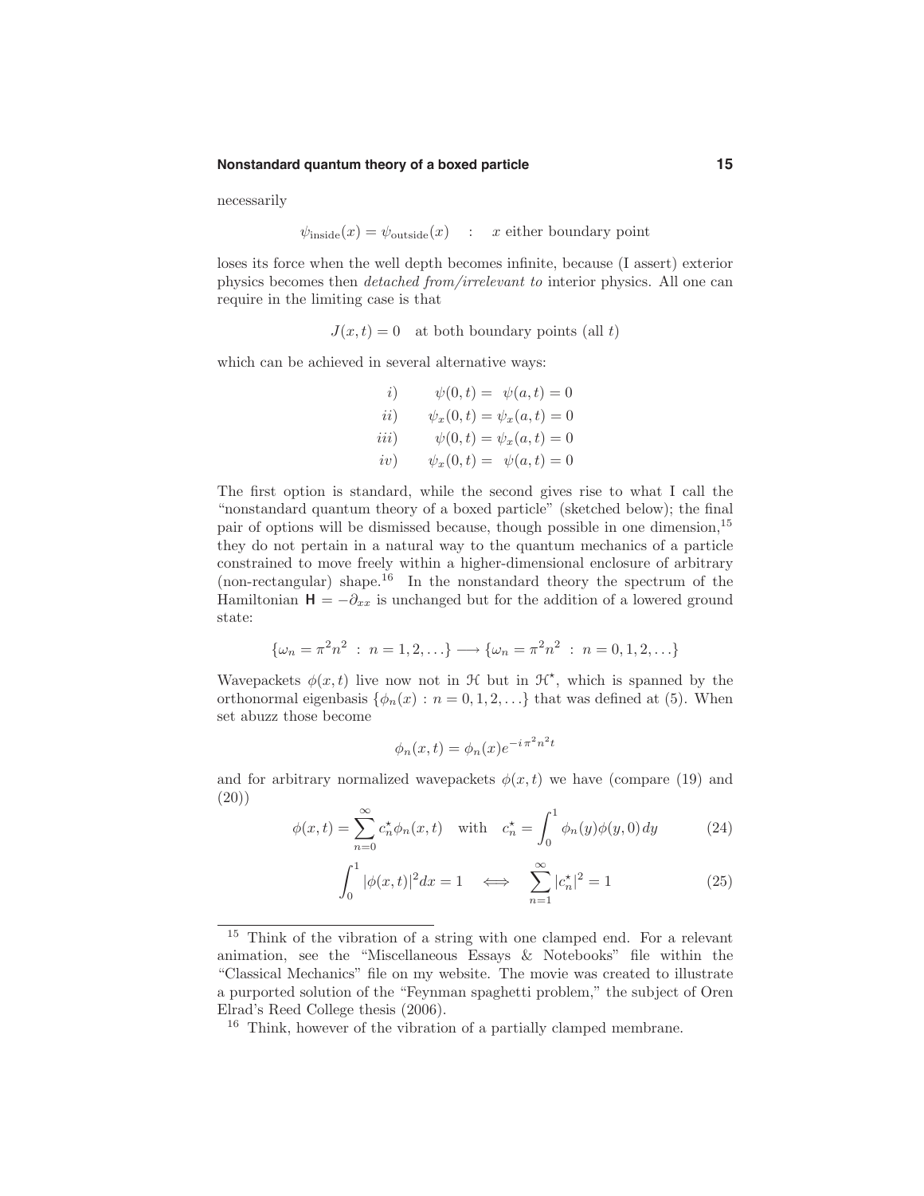necessarily

$$\psi_{\text{inside}}(x) = \psi_{\text{outside}}(x) \quad : \quad x \text{ either boundary point}$$

loses its force when the well depth becomes infinite, because (I assert) exterior physics becomes then *detached from/irrelevant to* interior physics. All one can require in the limiting case is that

$$J(x,t) = 0 \quad \text{at both boundary points (all } t)$$

which can be achieved in several alternative ways:

$$\begin{aligned}
&i) \qquad \psi(0,t) = \ \psi(a,t) = 0\\
&ii) \qquad \psi_x(0,t) = \psi_x(a,t) = 0\\
&iii) \qquad \psi(0,t) = \psi_x(a,t) = 0\\
&iv) \qquad \psi_x(0,t) = \ \psi(a,t) = 0
\end{aligned}$$

The first option is standard, while the second gives rise to what I call the "nonstandard quantum theory of a boxed particle" (sketched below); the final pair of options will be dismissed because, though possible in one dimension,[15] they do not pertain in a natural way to the quantum mechanics of a particle constrained to move freely within a higher-dimensional enclosure of arbitrary (non-rectangular) shape.[16] In the nonstandard theory the spectrum of the Hamiltonian $\mathsf{H} = -\partial_{xx}$ is unchanged but for the addition of a lowered ground state:

$$\{\omega_n = \pi^2 n^2 \ : \ n = 1, 2, \ldots\} \longrightarrow \{\omega_n = \pi^2 n^2 \ : \ n = 0, 1, 2, \ldots\}$$

Wavepackets $\phi(x,t)$ live now not in $\mathcal{H}$ but in $\mathcal{H}^\star$, which is spanned by the orthonormal eigenbasis $\{\phi_n(x) : n = 0, 1, 2, \ldots\}$ that was defined at (5). When set abuzz those become

$$\phi_n(x,t) = \phi_n(x) e^{-i\,\pi^2 n^2 t}$$

and for arbitrary normalized wavepackets $\phi(x,t)$ we have (compare (19) and (20))

$$\phi(x,t) = \sum_{n=0}^{\infty} c_n^\star \phi_n(x,t) \quad \text{with} \quad c_n^\star = \int_0^1 \phi_n(y)\phi(y,0)\,dy \tag{24}$$

$$\int_0^1 |\phi(x,t)|^2 dx = 1 \quad \Longleftrightarrow \quad \sum_{n=1}^{\infty} |c_n^\star|^2 = 1 \tag{25}$$

---

[15] Think of the vibration of a string with one clamped end. For a relevant animation, see the "Miscellaneous Essays & Notebooks" file within the "Classical Mechanics" file on my website. The movie was created to illustrate a purported solution of the "Feynman spaghetti problem," the subject of Oren Elrad's Reed College thesis (2006).

[16] Think, however of the vibration of a partially clamped membrane.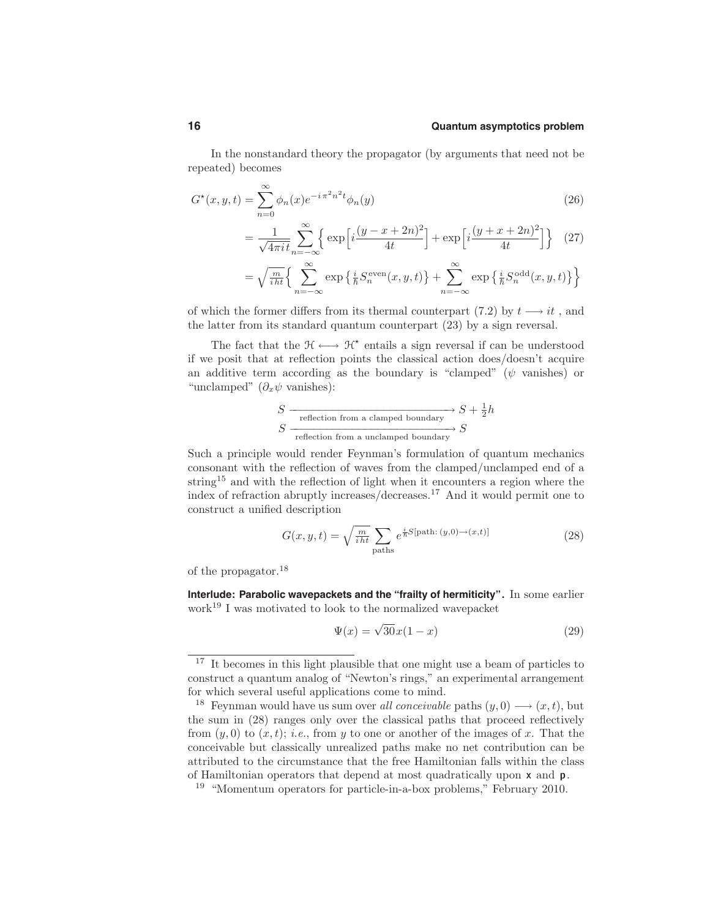In the nonstandard theory the propagator (by arguments that need not be repeated) becomes

$$G^\star(x,y,t) = \sum_{n=0}^{\infty} \phi_n(x) e^{-i\pi^2 n^2 t}\phi_n(y) \tag{26}$$

$$= \frac{1}{\sqrt{4\pi i t}} \sum_{n=-\infty}^{\infty} \Big\{ \exp\Big[i\frac{(y-x+2n)^2}{4t}\Big] + \exp\Big[i\frac{(y+x+2n)^2}{4t}\Big]\Big\} \tag{27}$$

$$= \sqrt{\tfrac{m}{iht}}\Big\{ \sum_{n=-\infty}^{\infty} \exp\big\{\tfrac{i}{\hbar}S_n^{\text{even}}(x,y,t)\big\} + \sum_{n=-\infty}^{\infty} \exp\big\{\tfrac{i}{\hbar}S_n^{\text{odd}}(x,y,t)\big\}\Big\}$$

of which the former differs from its thermal counterpart (7.2) by $t \longrightarrow it$ , and the latter from its standard quantum counterpart (23) by a sign reversal.

The fact that the $\mathcal{H} \longleftrightarrow \mathcal{H}^\star$ entails a sign reversal if can be understood if we posit that at reflection points the classical action does/doesn't acquire an additive term according as the boundary is "clamped" ($\psi$ vanishes) or "unclamped" ($\partial_x\psi$ vanishes):

$$S \xrightarrow[\text{reflection from a clamped boundary}]{} S + \tfrac{1}{2}h$$
$$S \xrightarrow[\text{reflection from a unclamped boundary}]{} S$$

Such a principle would render Feynman's formulation of quantum mechanics consonant with the reflection of waves from the clamped/unclamped end of a string[15] and with the reflection of light when it encounters a region where the index of refraction abruptly increases/decreases.[17] And it would permit one to construct a unified description

$$G(x,y,t) = \sqrt{\tfrac{m}{iht}} \sum_{\text{paths}} e^{\frac{i}{\hbar}S[\text{path}:\,(y,0)\rightarrow(x,t)]} \tag{28}$$

of the propagator.[18]

**Interlude: Parabolic wavepackets and the "frailty of hermiticity".** In some earlier work[19] I was motivated to look to the normalized wavepacket

$$\Psi(x) = \sqrt{30}\,x(1-x) \tag{29}$$

---

[17] It becomes in this light plausible that one might use a beam of particles to construct a quantum analog of "Newton's rings," an experimental arrangement for which several useful applications come to mind.

[18] Feynman would have us sum over *all conceivable* paths $(y,0) \longrightarrow (x,t)$, but the sum in (28) ranges only over the classical paths that proceed reflectively from $(y,0)$ to $(x,t)$; *i.e.*, from $y$ to one or another of the images of $x$. That the conceivable but classically unrealized paths make no net contribution can be attributed to the circumstance that the free Hamiltonian falls within the class of Hamiltonian operators that depend at most quadratically upon $\mathsf{x}$ and $\mathsf{p}$.

[19] "Momentum operators for particle-in-a-box problems," February 2010.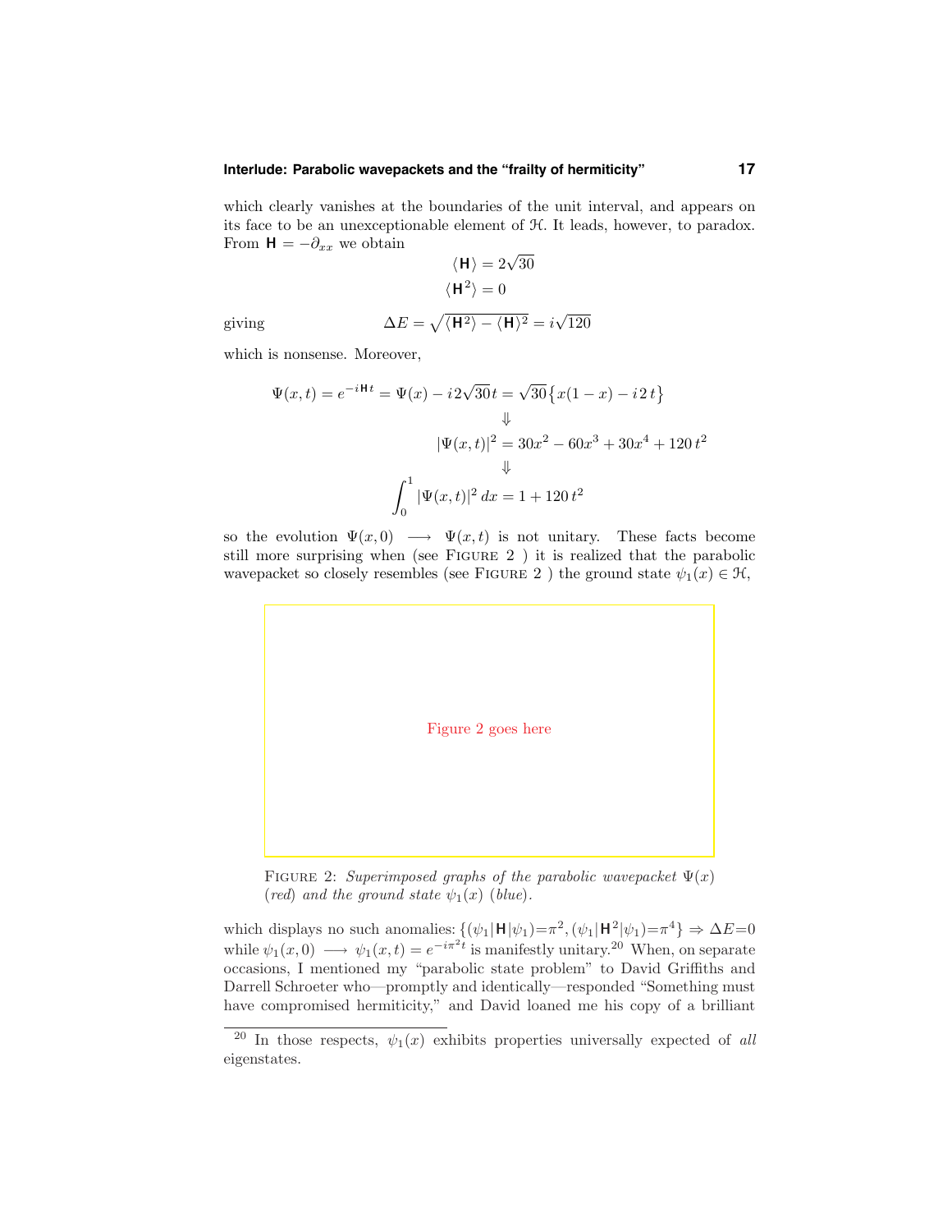which clearly vanishes at the boundaries of the unit interval, and appears on its face to be an unexceptionable element of $\mathcal{H}$. It leads, however, to paradox. From $\mathbf{H} = -\partial_{xx}$ we obtain

$$\langle \mathbf{H} \rangle = 2\sqrt{30}$$
$$\langle \mathbf{H}^2 \rangle = 0$$

giving

$$\Delta E = \sqrt{\langle \mathbf{H}^2 \rangle - \langle \mathbf{H} \rangle^2} = i\sqrt{120}$$

which is nonsense. Moreover,

$$\Psi(x,t) = e^{-i\mathbf{H}t} = \Psi(x) - i\,2\sqrt{30}\,t = \sqrt{30}\big\{x(1-x) - i\,2\,t\big\}$$
$$\Downarrow$$
$$|\Psi(x,t)|^2 = 30x^2 - 60x^3 + 30x^4 + 120\,t^2$$
$$\Downarrow$$
$$\int_0^1 |\Psi(x,t)|^2\,dx = 1 + 120\,t^2$$

so the evolution $\Psi(x,0) \longrightarrow \Psi(x,t)$ is not unitary. These facts become still more surprising when (see FIGURE 2 ) it is realized that the parabolic wavepacket so closely resembles (see FIGURE 2 ) the ground state $\psi_1(x) \in \mathcal{H}$,

Figure 2 goes here

FIGURE 2: *Superimposed graphs of the parabolic wavepacket* $\Psi(x)$ *(red) and the ground state* $\psi_1(x)$ *(blue).*

which displays no such anomalies: $\{(\psi_1|\mathbf{H}|\psi_1)=\pi^2, (\psi_1|\mathbf{H}^2|\psi_1)=\pi^4\} \Rightarrow \Delta E=0$ while $\psi_1(x,0) \longrightarrow \psi_1(x,t) = e^{-i\pi^2 t}$ is manifestly unitary.[20] When, on separate occasions, I mentioned my "parabolic state problem" to David Griffiths and Darrell Schroeter who—promptly and identically—responded "Something must have compromised hermiticity," and David loaned me his copy of a brilliant

[20] In those respects, $\psi_1(x)$ exhibits properties universally expected of *all* eigenstates.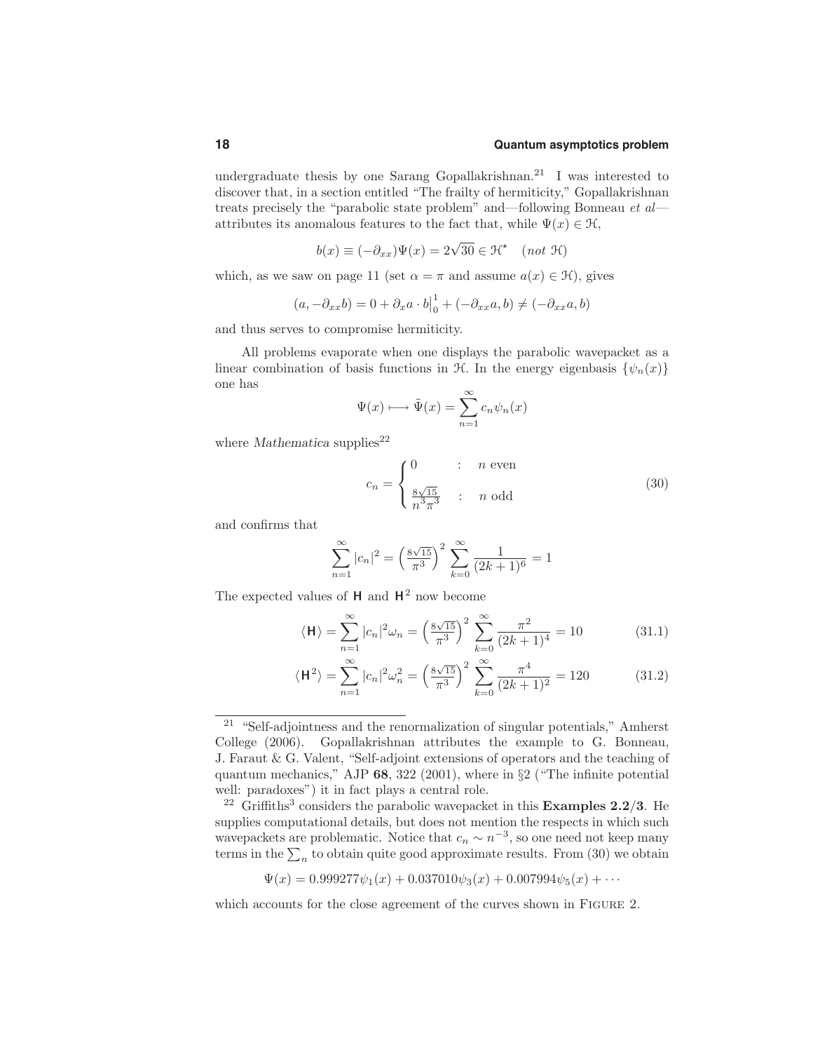undergraduate thesis by one Sarang Gopallakrishnan.[21] I was interested to discover that, in a section entitled "The frailty of hermiticity," Gopallakrishnan treats precisely the "parabolic state problem" and—following Bonneau *et al*—attributes its anomalous features to the fact that, while $\Psi(x) \in \mathcal{H}$,

$$b(x) \equiv (-\partial_{xx})\Psi(x) = 2\sqrt{30} \in \mathcal{H}^\star \quad (not\ \mathcal{H})$$

which, as we saw on page 11 (set $\alpha = \pi$ and assume $a(x) \in \mathcal{H}$), gives

$$(a, -\partial_{xx}b) = 0 + \partial_x a \cdot b\Big|_0^1 + (-\partial_{xx}a, b) \neq (-\partial_{xx}a, b)$$

and thus serves to compromise hermiticity.

All problems evaporate when one displays the parabolic wavepacket as a linear combination of basis functions in $\mathcal{H}$. In the energy eigenbasis $\{\psi_n(x)\}$ one has

$$\Psi(x) \longmapsto \tilde{\Psi}(x) = \sum_{n=1}^{\infty} c_n \psi_n(x)$$

where *Mathematica* supplies[22]

$$c_n = \begin{cases} 0 & : \quad n \text{ even} \\ \frac{8\sqrt{15}}{n^3\pi^3} & : \quad n \text{ odd} \end{cases} \tag{30}$$

and confirms that

$$\sum_{n=1}^{\infty} |c_n|^2 = \left(\tfrac{8\sqrt{15}}{\pi^3}\right)^2 \sum_{k=0}^{\infty} \frac{1}{(2k+1)^6} = 1$$

The expected values of $\mathsf{H}$ and $\mathsf{H}^2$ now become

$$\langle \mathsf{H} \rangle = \sum_{n=1}^{\infty} |c_n|^2 \omega_n = \left(\tfrac{8\sqrt{15}}{\pi^3}\right)^2 \sum_{k=0}^{\infty} \frac{\pi^2}{(2k+1)^4} = 10 \tag{31.1}$$

$$\langle \mathsf{H}^2 \rangle = \sum_{n=1}^{\infty} |c_n|^2 \omega_n^2 = \left(\tfrac{8\sqrt{15}}{\pi^3}\right)^2 \sum_{k=0}^{\infty} \frac{\pi^4}{(2k+1)^2} = 120 \tag{31.2}$$

---

[21] "Self-adjointness and the renormalization of singular potentials," Amherst College (2006). Gopallakrishnan attributes the example to G. Bonneau, J. Faraut & G. Valent, "Self-adjoint extensions of operators and the teaching of quantum mechanics," AJP **68**, 322 (2001), where in §2 ("The infinite potential well: paradoxes") it in fact plays a central role.

[22] Griffiths[3] considers the parabolic wavepacket in this **Examples 2.2/3**. He supplies computational details, but does not mention the respects in which such wavepackets are problematic. Notice that $c_n \sim n^{-3}$, so one need not keep many terms in the $\sum_n$ to obtain quite good approximate results. From (30) we obtain

$$\Psi(x) = 0.999277\psi_1(x) + 0.037010\psi_3(x) + 0.007994\psi_5(x) + \cdots$$

which accounts for the close agreement of the curves shown in Figure 2.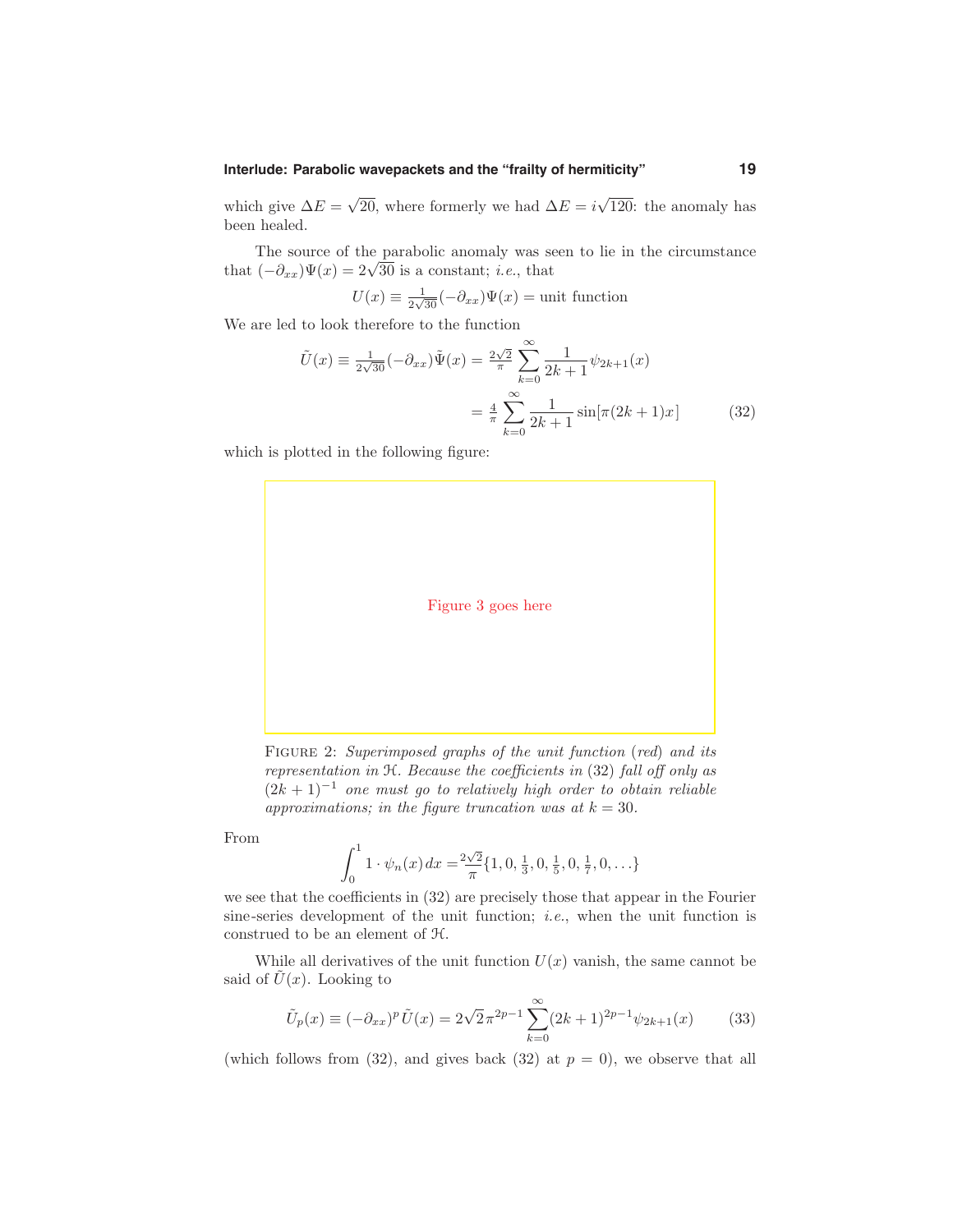which give $\Delta E = \sqrt{20}$, where formerly we had $\Delta E = i\sqrt{120}$: the anomaly has been healed.

The source of the parabolic anomaly was seen to lie in the circumstance that $(-\partial_{xx})\Psi(x) = 2\sqrt{30}$ is a constant; *i.e.*, that

$$U(x) \equiv \tfrac{1}{2\sqrt{30}}(-\partial_{xx})\Psi(x) = \text{unit function}$$

We are led to look therefore to the function

$$\begin{aligned}
\tilde{U}(x) \equiv \tfrac{1}{2\sqrt{30}}(-\partial_{xx})\tilde{\Psi}(x) &= \tfrac{2\sqrt{2}}{\pi}\sum_{k=0}^{\infty}\frac{1}{2k+1}\psi_{2k+1}(x) \\
&= \tfrac{4}{\pi}\sum_{k=0}^{\infty}\frac{1}{2k+1}\sin[\pi(2k+1)x] \qquad (32)
\end{aligned}$$

which is plotted in the following figure:

Figure 3 goes here

FIGURE 2: *Superimposed graphs of the unit function (red) and its representation in $\mathcal{H}$. Because the coefficients in (32) fall off only as $(2k+1)^{-1}$ one must go to relatively high order to obtain reliable approximations; in the figure truncation was at $k = 30$.*

From

$$\int_0^1 1\cdot\psi_n(x)\,dx = \frac{2\sqrt{2}}{\pi}\{1, 0, \tfrac{1}{3}, 0, \tfrac{1}{5}, 0, \tfrac{1}{7}, 0, \ldots\}$$

we see that the coefficients in (32) are precisely those that appear in the Fourier sine-series development of the unit function; *i.e.*, when the unit function is construed to be an element of $\mathcal{H}$.

While all derivatives of the unit function $U(x)$ vanish, the same cannot be said of $\tilde{U}(x)$. Looking to

$$\tilde{U}_p(x) \equiv (-\partial_{xx})^p\,\tilde{U}(x) = 2\sqrt{2}\,\pi^{2p-1}\sum_{k=0}^{\infty}(2k+1)^{2p-1}\psi_{2k+1}(x) \qquad (33)$$

(which follows from (32), and gives back (32) at $p = 0$), we observe that all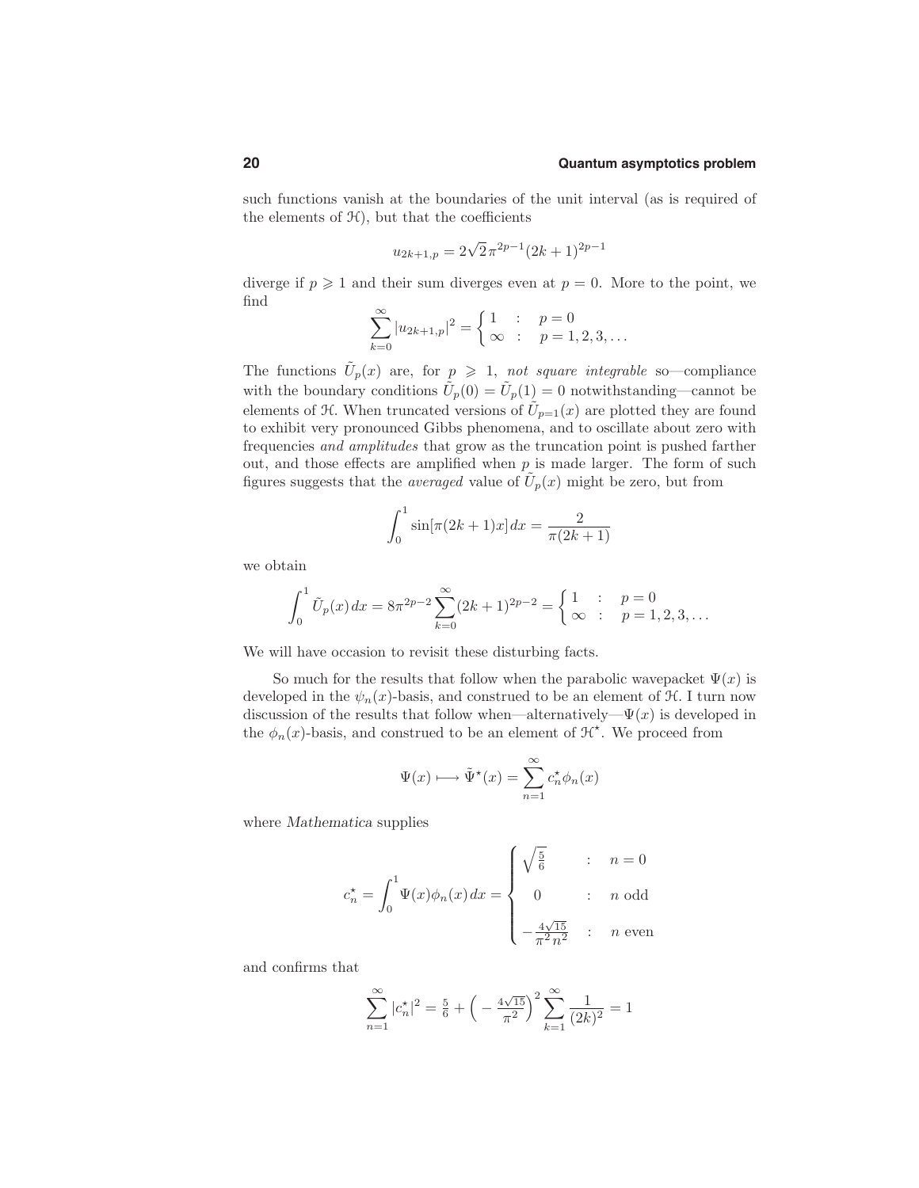such functions vanish at the boundaries of the unit interval (as is required of the elements of $\mathcal{H}$), but that the coefficients

$$u_{2k+1,p} = 2\sqrt{2}\,\pi^{2p-1}(2k+1)^{2p-1}$$

diverge if $p \geqslant 1$ and their sum diverges even at $p = 0$. More to the point, we find

$$\sum_{k=0}^{\infty} |u_{2k+1,p}|^2 = \begin{cases} 1 & : \quad p = 0 \\ \infty & : \quad p = 1, 2, 3, \ldots \end{cases}$$

The functions $\tilde{U}_p(x)$ are, for $p \geqslant 1$, *not square integrable* so—compliance with the boundary conditions $\tilde{U}_p(0) = \tilde{U}_p(1) = 0$ notwithstanding—cannot be elements of $\mathcal{H}$. When truncated versions of $\tilde{U}_{p=1}(x)$ are plotted they are found to exhibit very pronounced Gibbs phenomena, and to oscillate about zero with frequencies *and amplitudes* that grow as the truncation point is pushed farther out, and those effects are amplified when $p$ is made larger. The form of such figures suggests that the *averaged* value of $\tilde{U}_p(x)$ might be zero, but from

$$\int_0^1 \sin[\pi(2k+1)x]\,dx = \frac{2}{\pi(2k+1)}$$

we obtain

$$\int_0^1 \tilde{U}_p(x)\,dx = 8\pi^{2p-2}\sum_{k=0}^{\infty}(2k+1)^{2p-2} = \begin{cases} 1 & : \quad p = 0 \\ \infty & : \quad p = 1, 2, 3, \ldots \end{cases}$$

We will have occasion to revisit these disturbing facts.

So much for the results that follow when the parabolic wavepacket $\Psi(x)$ is developed in the $\psi_n(x)$-basis, and construed to be an element of $\mathcal{H}$. I turn now discussion of the results that follow when—alternatively—$\Psi(x)$ is developed in the $\phi_n(x)$-basis, and construed to be an element of $\mathcal{H}^\star$. We proceed from

$$\Psi(x) \longmapsto \tilde{\Psi}^\star(x) = \sum_{n=1}^{\infty} c_n^\star \phi_n(x)$$

where *Mathematica* supplies

$$c_n^\star = \int_0^1 \Psi(x)\phi_n(x)\,dx = \begin{cases} \sqrt{\frac{5}{6}} & : \quad n = 0 \\ 0 & : \quad n \text{ odd} \\ -\frac{4\sqrt{15}}{\pi^2 n^2} & : \quad n \text{ even} \end{cases}$$

and confirms that

$$\sum_{n=1}^{\infty} |c_n^\star|^2 = \tfrac{5}{6} + \Big(-\tfrac{4\sqrt{15}}{\pi^2}\Big)^2 \sum_{k=1}^{\infty} \frac{1}{(2k)^2} = 1$$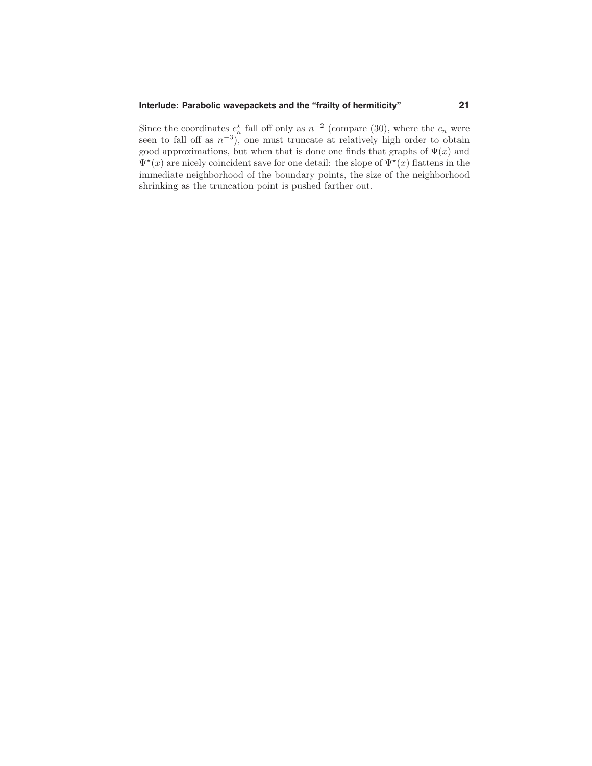Since the coordinates $c_n^\star$ fall off only as $n^{-2}$ (compare (30), where the $c_n$ were seen to fall off as $n^{-3}$), one must truncate at relatively high order to obtain good approximations, but when that is done one finds that graphs of $\Psi(x)$ and $\Psi^\star(x)$ are nicely coincident save for one detail: the slope of $\Psi^\star(x)$ flattens in the immediate neighborhood of the boundary points, the size of the neighborhood shrinking as the truncation point is pushed farther out.